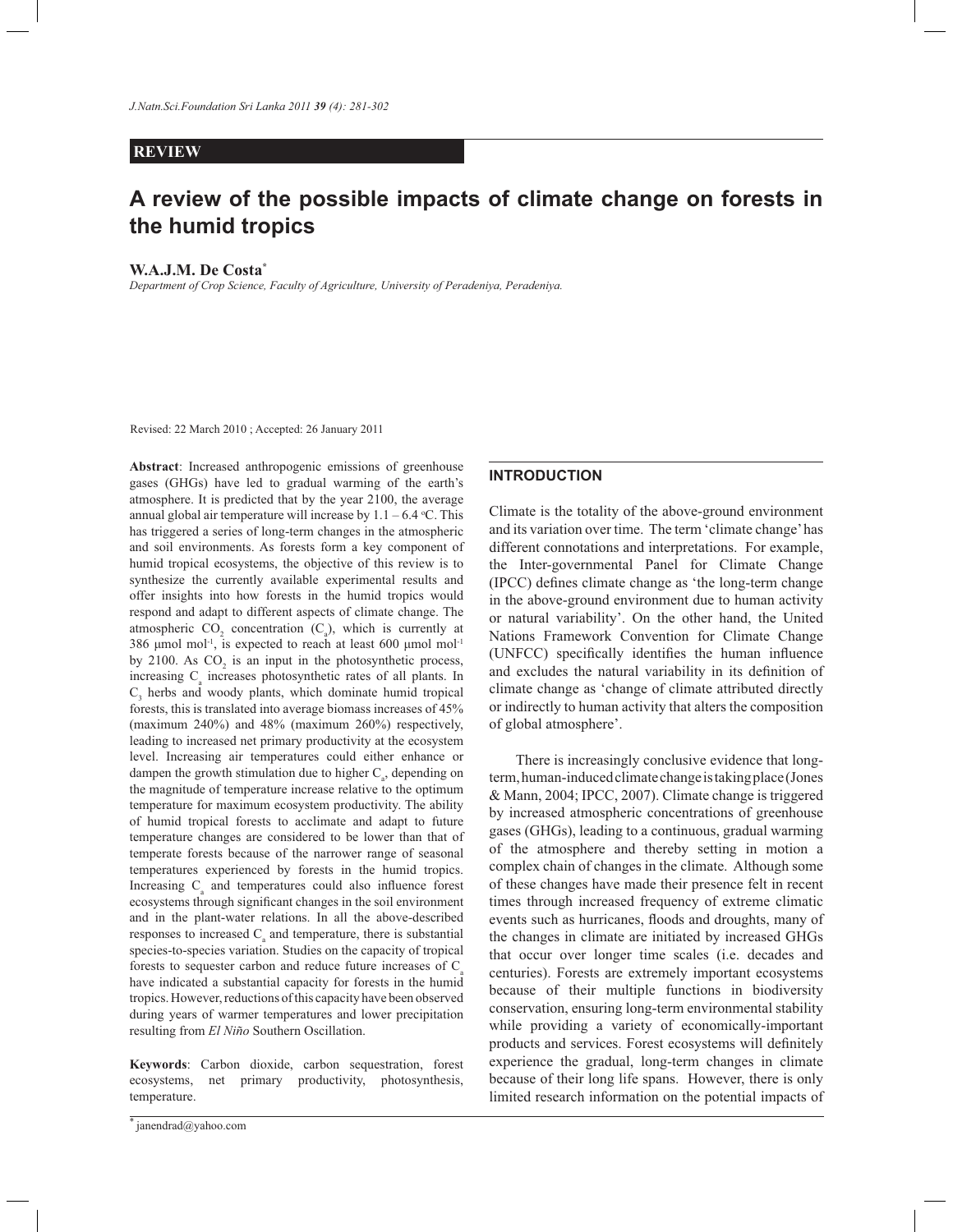**REVIEW**

# A review of the possible impacts of climate change on forests in the humid tropics

**W.A.J.M. De Costa***

*Department of Crop Science, Faculty of Agriculture, University of Peradeniya, Peradeniya.*

Revised: 22 March 2010 ; Accepted: 26 January 2011

**Abstract**: Increased anthropogenic emissions of greenhouse gases (GHGs) have led to gradual warming of the earth's atmosphere. It is predicted that by the year 2100, the average annual global air temperature will increase by 1.1 – 6.4 °C. This has triggered a series of long-term changes in the atmospheric and soil environments. As forests form a key component of humid tropical ecosystems, the objective of this review is to synthesize the currently available experimental results and offer insights into how forests in the humid tropics would respond and adapt to different aspects of climate change. The atmospheric $CO_2$ concentration ($C_a$), which is currently at 386 µmol mol$^{-1}$, is expected to reach at least 600 µmol mol$^{-1}$ by 2100. As $CO_2$ is an input in the photosynthetic process, increasing $C_a$ increases photosynthetic rates of all plants. In $C_3$ herbs and woody plants, which dominate humid tropical forests, this is translated into average biomass increases of 45% (maximum 240%) and 48% (maximum 260%) respectively, leading to increased net primary productivity at the ecosystem level. Increasing air temperatures could either enhance or dampen the growth stimulation due to higher $C_a$, depending on the magnitude of temperature increase relative to the optimum temperature for maximum ecosystem productivity. The ability of humid tropical forests to acclimate and adapt to future temperature changes are considered to be lower than that of temperate forests because of the narrower range of seasonal temperatures experienced by forests in the humid tropics. Increasing $C_a$ and temperatures could also influence forest ecosystems through significant changes in the soil environment and in the plant-water relations. In all the above-described responses to increased $C_a$ and temperature, there is substantial species-to-species variation. Studies on the capacity of tropical forests to sequester carbon and reduce future increases of $C_a$ have indicated a substantial capacity for forests in the humid tropics. However, reductions of this capacity have been observed during years of warmer temperatures and lower precipitation resulting from *El Niño* Southern Oscillation.

**Keywords**: Carbon dioxide, carbon sequestration, forest ecosystems, net primary productivity, photosynthesis, temperature.

## INTRODUCTION

Climate is the totality of the above-ground environment and its variation over time. The term 'climate change' has different connotations and interpretations. For example, the Inter-governmental Panel for Climate Change (IPCC) defines climate change as 'the long-term change in the above-ground environment due to human activity or natural variability'. On the other hand, the United Nations Framework Convention for Climate Change (UNFCC) specifically identifies the human influence and excludes the natural variability in its definition of climate change as 'change of climate attributed directly or indirectly to human activity that alters the composition of global atmosphere'.

There is increasingly conclusive evidence that long-term, human-induced climate change is taking place (Jones & Mann, 2004; IPCC, 2007). Climate change is triggered by increased atmospheric concentrations of greenhouse gases (GHGs), leading to a continuous, gradual warming of the atmosphere and thereby setting in motion a complex chain of changes in the climate. Although some of these changes have made their presence felt in recent times through increased frequency of extreme climatic events such as hurricanes, floods and droughts, many of the changes in climate are initiated by increased GHGs that occur over longer time scales (i.e. decades and centuries). Forests are extremely important ecosystems because of their multiple functions in biodiversity conservation, ensuring long-term environmental stability while providing a variety of economically-important products and services. Forest ecosystems will definitely experience the gradual, long-term changes in climate because of their long life spans. However, there is only limited research information on the potential impacts of

* janendrad@yahoo.com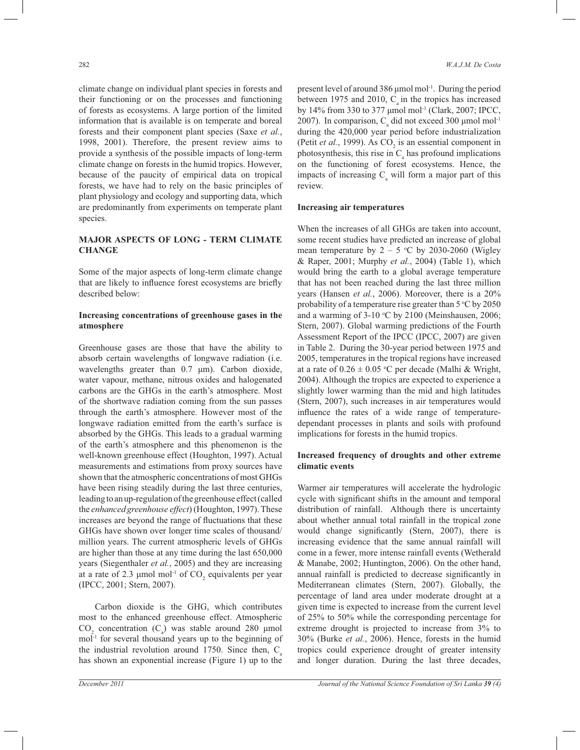climate change on individual plant species in forests and their functioning or on the processes and functioning of forests as ecosystems. A large portion of the limited information that is available is on temperate and boreal forests and their component plant species (Saxe *et al.*, 1998, 2001). Therefore, the present review aims to provide a synthesis of the possible impacts of long-term climate change on forests in the humid tropics. However, because of the paucity of empirical data on tropical forests, we have had to rely on the basic principles of plant physiology and ecology and supporting data, which are predominantly from experiments on temperate plant species.

## MAJOR ASPECTS OF LONG - TERM CLIMATE CHANGE

Some of the major aspects of long-term climate change that are likely to influence forest ecosystems are briefly described below:

### Increasing concentrations of greenhouse gases in the atmosphere

Greenhouse gases are those that have the ability to absorb certain wavelengths of longwave radiation (i.e. wavelengths greater than 0.7 μm). Carbon dioxide, water vapour, methane, nitrous oxides and halogenated carbons are the GHGs in the earth's atmosphere. Most of the shortwave radiation coming from the sun passes through the earth's atmosphere. However most of the longwave radiation emitted from the earth's surface is absorbed by the GHGs. This leads to a gradual warming of the earth's atmosphere and this phenomenon is the well-known greenhouse effect (Houghton, 1997). Actual measurements and estimations from proxy sources have shown that the atmospheric concentrations of most GHGs have been rising steadily during the last three centuries, leading to an up-regulation of the greenhouse effect (called the *enhanced greenhouse effect*) (Houghton, 1997). These increases are beyond the range of fluctuations that these GHGs have shown over longer time scales of thousand/million years. The current atmospheric levels of GHGs are higher than those at any time during the last 650,000 years (Siegenthaler *et al.*, 2005) and they are increasing at a rate of 2.3 μmol $mol^{-1}$ of $CO_2$ equivalents per year (IPCC, 2001; Stern, 2007).

Carbon dioxide is the GHG, which contributes most to the enhanced greenhouse effect. Atmospheric $CO_2$ concentration ($C_a$) was stable around 280 μmol $mol^{-1}$ for several thousand years up to the beginning of the industrial revolution around 1750. Since then, $C_a$ has shown an exponential increase (Figure 1) up to the present level of around 386 μmol $mol^{-1}$. During the period between 1975 and 2010, $C_a$ in the tropics has increased by 14% from 330 to 377 μmol $mol^{-1}$ (Clark, 2007; IPCC, 2007). In comparison, $C_a$ did not exceed 300 μmol $mol^{-1}$ during the 420,000 year period before industrialization (Petit *et al.*, 1999). As $CO_2$ is an essential component in photosynthesis, this rise in $C_a$ has profound implications on the functioning of forest ecosystems. Hence, the impacts of increasing $C_a$ will form a major part of this review.

### Increasing air temperatures

When the increases of all GHGs are taken into account, some recent studies have predicted an increase of global mean temperature by 2 – 5 °C by 2030-2060 (Wigley & Raper, 2001; Murphy *et al.*, 2004) (Table 1), which would bring the earth to a global average temperature that has not been reached during the last three million years (Hansen *et al.*, 2006). Moreover, there is a 20% probability of a temperature rise greater than 5 °C by 2050 and a warming of 3-10 °C by 2100 (Meinshausen, 2006; Stern, 2007). Global warming predictions of the Fourth Assessment Report of the IPCC (IPCC, 2007) are given in Table 2. During the 30-year period between 1975 and 2005, temperatures in the tropical regions have increased at a rate of 0.26 ± 0.05 °C per decade (Malhi & Wright, 2004). Although the tropics are expected to experience a slightly lower warming than the mid and high latitudes (Stern, 2007), such increases in air temperatures would influence the rates of a wide range of temperature-dependant processes in plants and soils with profound implications for forests in the humid tropics.

### Increased frequency of droughts and other extreme climatic events

Warmer air temperatures will accelerate the hydrologic cycle with significant shifts in the amount and temporal distribution of rainfall. Although there is uncertainty about whether annual total rainfall in the tropical zone would change significantly (Stern, 2007), there is increasing evidence that the same annual rainfall will come in a fewer, more intense rainfall events (Wetherald & Manabe, 2002; Huntington, 2006). On the other hand, annual rainfall is predicted to decrease significantly in Mediterranean climates (Stern, 2007). Globally, the percentage of land area under moderate drought at a given time is expected to increase from the current level of 25% to 50% while the corresponding percentage for extreme drought is projected to increase from 3% to 30% (Burke *et al.*, 2006). Hence, forests in the humid tropics could experience drought of greater intensity and longer duration. During the last three decades,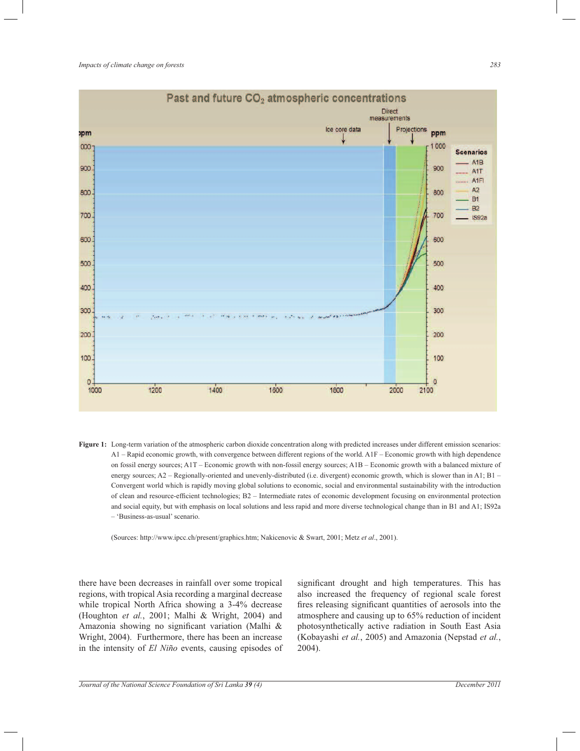**Figure 1:** Long-term variation of the atmospheric carbon dioxide concentration along with predicted increases under different emission scenarios: A1 – Rapid economic growth, with convergence between different regions of the world. A1F – Economic growth with high dependence on fossil energy sources; A1T – Economic growth with non-fossil energy sources; A1B – Economic growth with a balanced mixture of energy sources; A2 – Regionally-oriented and unevenly-distributed (i.e. divergent) economic growth, which is slower than in A1; B1 – Convergent world which is rapidly moving global solutions to economic, social and environmental sustainability with the introduction of clean and resource-efficient technologies; B2 – Intermediate rates of economic development focusing on environmental protection and social equity, but with emphasis on local solutions and less rapid and more diverse technological change than in B1 and A1; IS92a – 'Business-as-usual' scenario.

(Sources: http://www.ipcc.ch/present/graphics.htm; Nakicenovic & Swart, 2001; Metz *et al*., 2001).

there have been decreases in rainfall over some tropical regions, with tropical Asia recording a marginal decrease while tropical North Africa showing a 3-4% decrease (Houghton *et al.*, 2001; Malhi & Wright, 2004) and Amazonia showing no significant variation (Malhi & Wright, 2004). Furthermore, there has been an increase in the intensity of *El Niño* events, causing episodes of significant drought and high temperatures. This has also increased the frequency of regional scale forest fires releasing significant quantities of aerosols into the atmosphere and causing up to 65% reduction of incident photosynthetically active radiation in South East Asia (Kobayashi *et al.*, 2005) and Amazonia (Nepstad *et al.*, 2004).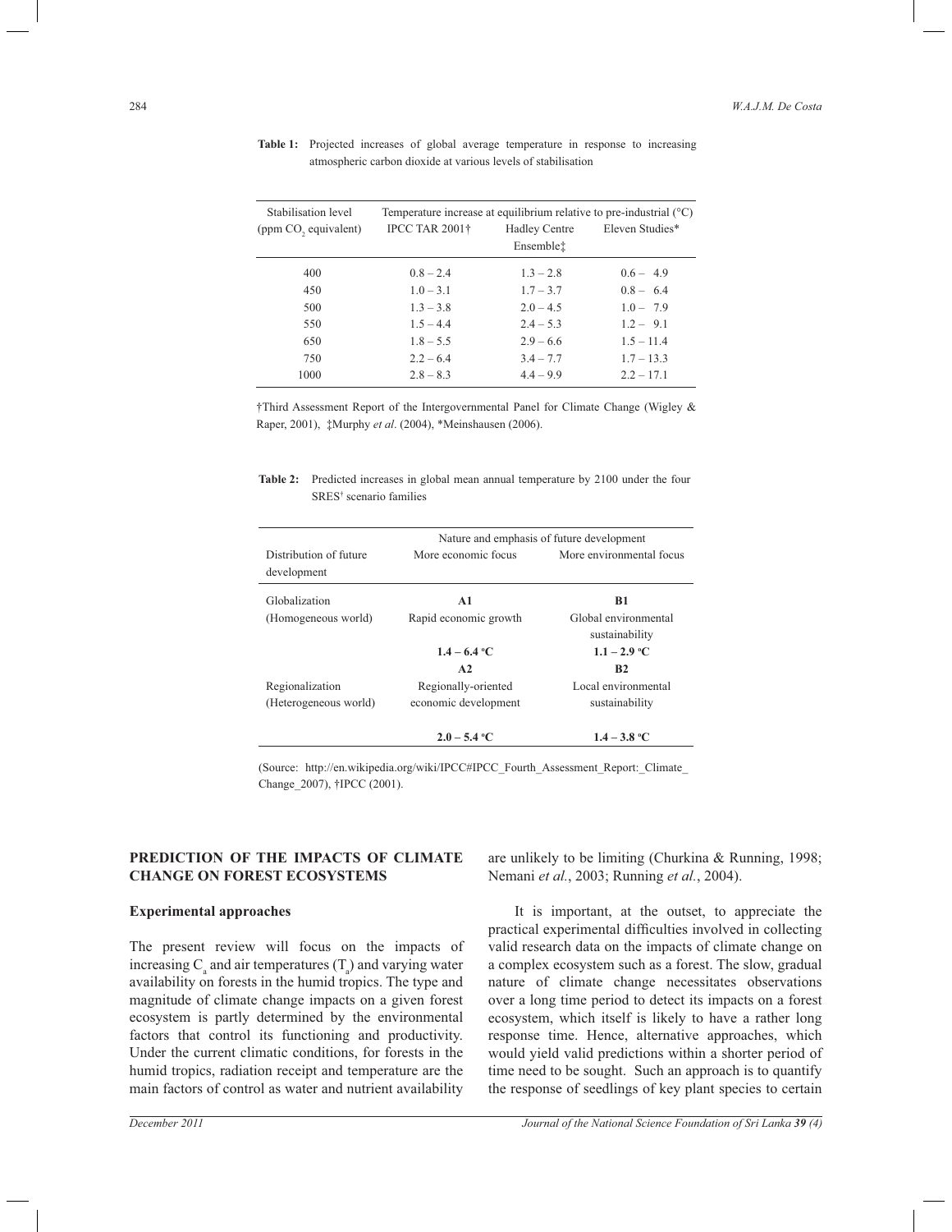**Table 1:** Projected increases of global average temperature in response to increasing atmospheric carbon dioxide at various levels of stabilisation

| Stabilisation level ($ppm\ CO_2$ equivalent) | Temperature increase at equilibrium relative to pre-industrial (°C) IPCC TAR 2001† | Hadley Centre Ensemble‡ | Eleven Studies* |
|---|---|---|---|
| 400 | 0.8 – 2.4 | 1.3 – 2.8 | 0.6 – 4.9 |
| 450 | 1.0 – 3.1 | 1.7 – 3.7 | 0.8 – 6.4 |
| 500 | 1.3 – 3.8 | 2.0 – 4.5 | 1.0 – 7.9 |
| 550 | 1.5 – 4.4 | 2.4 – 5.3 | 1.2 – 9.1 |
| 650 | 1.8 – 5.5 | 2.9 – 6.6 | 1.5 – 11.4 |
| 750 | 2.2 – 6.4 | 3.4 – 7.7 | 1.7 – 13.3 |
| 1000 | 2.8 – 8.3 | 4.4 – 9.9 | 2.2 – 17.1 |

†Third Assessment Report of the Intergovernmental Panel for Climate Change (Wigley & Raper, 2001), ‡Murphy *et al*. (2004), *Meinshausen (2006).

**Table 2:** Predicted increases in global mean annual temperature by 2100 under the four SRES† scenario families

| Distribution of future development | Nature and emphasis of future development: More economic focus | More environmental focus |
|---|---|---|
| Globalization (Homogeneous world) | **A1** Rapid economic growth **1.4 – 6.4 °C** | **B1** Global environmental sustainability **1.1 – 2.9 °C** |
| Regionalization (Heterogeneous world) | **A2** Regionally-oriented economic development **2.0 – 5.4 °C** | **B2** Local environmental sustainability **1.4 – 3.8 °C** |

(Source: http://en.wikipedia.org/wiki/IPCC#IPCC_Fourth_Assessment_Report:_Climate_Change_2007), †IPCC (2001).

## PREDICTION OF THE IMPACTS OF CLIMATE CHANGE ON FOREST ECOSYSTEMS

### Experimental approaches

The present review will focus on the impacts of increasing $C_a$ and air temperatures ($T_a$) and varying water availability on forests in the humid tropics. The type and magnitude of climate change impacts on a given forest ecosystem is partly determined by the environmental factors that control its functioning and productivity. Under the current climatic conditions, for forests in the humid tropics, radiation receipt and temperature are the main factors of control as water and nutrient availability are unlikely to be limiting (Churkina & Running, 1998; Nemani *et al.*, 2003; Running *et al.*, 2004).

It is important, at the outset, to appreciate the practical experimental difficulties involved in collecting valid research data on the impacts of climate change on a complex ecosystem such as a forest. The slow, gradual nature of climate change necessitates observations over a long time period to detect its impacts on a forest ecosystem, which itself is likely to have a rather long response time. Hence, alternative approaches, which would yield valid predictions within a shorter period of time need to be sought. Such an approach is to quantify the response of seedlings of key plant species to certain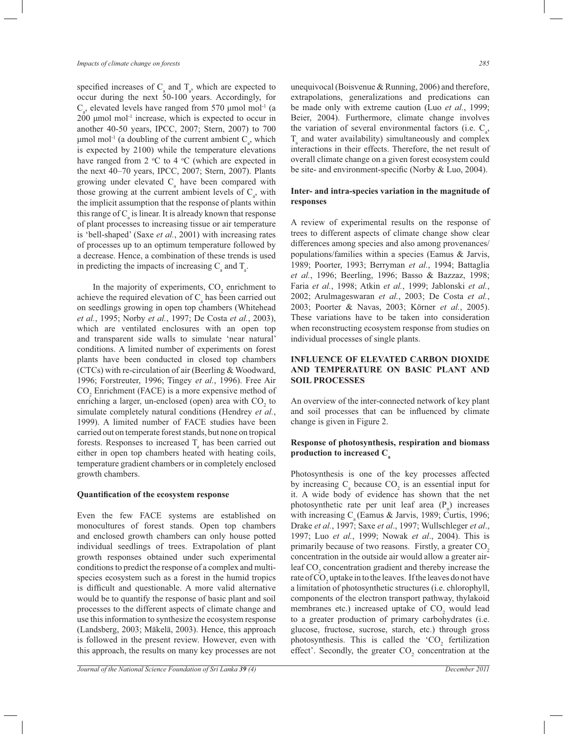specified increases of $C_a$ and $T_a$, which are expected to occur during the next 50-100 years. Accordingly, for $C_a$, elevated levels have ranged from 570 µmol mol$^{-1}$ (a 200 µmol mol$^{-1}$ increase, which is expected to occur in another 40-50 years, IPCC, 2007; Stern, 2007) to 700 µmol mol$^{-1}$ (a doubling of the current ambient $C_a$, which is expected by 2100) while the temperature elevations have ranged from 2 °C to 4 °C (which are expected in the next 40–70 years, IPCC, 2007; Stern, 2007). Plants growing under elevated $C_a$ have been compared with those growing at the current ambient levels of $C_a$, with the implicit assumption that the response of plants within this range of $C_a$ is linear. It is already known that response of plant processes to increasing tissue or air temperature is 'bell-shaped' (Saxe *et al.*, 2001) with increasing rates of processes up to an optimum temperature followed by a decrease. Hence, a combination of these trends is used in predicting the impacts of increasing $C_a$ and $T_a$.

In the majority of experiments, $CO_2$ enrichment to achieve the required elevation of $C_a$ has been carried out on seedlings growing in open top chambers (Whitehead *et al.*, 1995; Norby *et al.*, 1997; De Costa *et al.*, 2003), which are ventilated enclosures with an open top and transparent side walls to simulate 'near natural' conditions. A limited number of experiments on forest plants have been conducted in closed top chambers (CTCs) with re-circulation of air (Beerling & Woodward, 1996; Forstreuter, 1996; Tingey *et al.*, 1996). Free Air $CO_2$ Enrichment (FACE) is a more expensive method of enriching a larger, un-enclosed (open) area with $CO_2$ to simulate completely natural conditions (Hendrey *et al.*, 1999). A limited number of FACE studies have been carried out on temperate forest stands, but none on tropical forests. Responses to increased $T_a$ has been carried out either in open top chambers heated with heating coils, temperature gradient chambers or in completely enclosed growth chambers.

### Quantification of the ecosystem response

Even the few FACE systems are established on monocultures of forest stands. Open top chambers and enclosed growth chambers can only house potted individual seedlings of trees. Extrapolation of plant growth responses obtained under such experimental conditions to predict the response of a complex and multi-species ecosystem such as a forest in the humid tropics is difficult and questionable. A more valid alternative would be to quantify the response of basic plant and soil processes to the different aspects of climate change and use this information to synthesize the ecosystem response (Landsberg, 2003; Mäkelä, 2003). Hence, this approach is followed in the present review. However, even with this approach, the results on many key processes are not unequivocal (Boisvenue & Running, 2006) and therefore, extrapolations, generalizations and predications can be made only with extreme caution (Luo *et al.*, 1999; Beier, 2004). Furthermore, climate change involves the variation of several environmental factors (i.e. $C_a$, $T_a$ and water availability) simultaneously and complex interactions in their effects. Therefore, the net result of overall climate change on a given forest ecosystem could be site- and environment-specific (Norby & Luo, 2004).

### Inter- and intra-species variation in the magnitude of responses

A review of experimental results on the response of trees to different aspects of climate change show clear differences among species and also among provenances/populations/families within a species (Eamus & Jarvis, 1989; Poorter, 1993; Berryman *et al.*, 1994; Battaglia *et al.*, 1996; Beerling, 1996; Basso & Bazzaz, 1998; Faria *et al.*, 1998; Atkin *et al.*, 1999; Jablonski *et al.*, 2002; Arulmageswaran *et al.*, 2003; De Costa *et al.*, 2003; Poorter & Navas, 2003; Körner *et al.*, 2005). These variations have to be taken into consideration when reconstructing ecosystem response from studies on individual processes of single plants.

## INFLUENCE OF ELEVATED CARBON DIOXIDE AND TEMPERATURE ON BASIC PLANT AND SOIL PROCESSES

An overview of the inter-connected network of key plant and soil processes that can be influenced by climate change is given in Figure 2.

### Response of photosynthesis, respiration and biomass production to increased $C_a$

Photosynthesis is one of the key processes affected by increasing $C_a$ because $CO_2$ is an essential input for it. A wide body of evidence has shown that the net photosynthetic rate per unit leaf area ($P_n$) increases with increasing $C_a$ (Eamus & Jarvis, 1989; Curtis, 1996; Drake *et al.*, 1997; Saxe *et al*., 1997; Wullschleger *et al*., 1997; Luo *et al.*, 1999; Nowak *et al*., 2004). This is primarily because of two reasons. Firstly, a greater $CO_2$ concentration in the outside air would allow a greater air-leaf $CO_2$ concentration gradient and thereby increase the rate of $CO_2$ uptake in to the leaves. If the leaves do not have a limitation of photosynthetic structures (i.e. chlorophyll, components of the electron transport pathway, thylakoid membranes etc.) increased uptake of $CO_2$ would lead to a greater production of primary carbohydrates (i.e. glucose, fructose, sucrose, starch, etc.) through gross photosynthesis. This is called the '$CO_2$ fertilization effect'. Secondly, the greater $CO_2$ concentration at the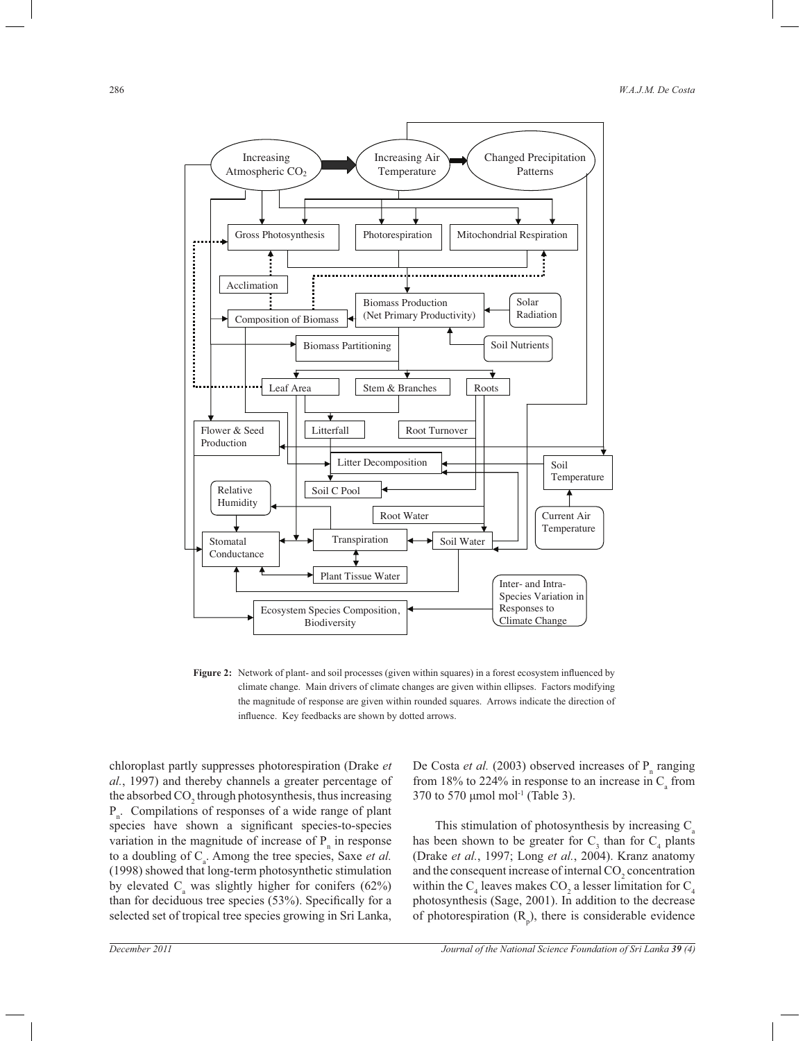**Figure 2:** Network of plant- and soil processes (given within squares) in a forest ecosystem influenced by climate change. Main drivers of climate changes are given within ellipses. Factors modifying the magnitude of response are given within rounded squares. Arrows indicate the direction of influence. Key feedbacks are shown by dotted arrows.

chloroplast partly suppresses photorespiration (Drake *et al.*, 1997) and thereby channels a greater percentage of the absorbed $CO_2$ through photosynthesis, thus increasing $P_n$. Compilations of responses of a wide range of plant species have shown a significant species-to-species variation in the magnitude of increase of $P_n$ in response to a doubling of $C_a$. Among the tree species, Saxe *et al.* (1998) showed that long-term photosynthetic stimulation by elevated $C_a$ was slightly higher for conifers (62%) than for deciduous tree species (53%). Specifically for a selected set of tropical tree species growing in Sri Lanka, De Costa *et al.* (2003) observed increases of $P_n$ ranging from 18% to 224% in response to an increase in $C_a$ from 370 to 570 µmol mol$^{-1}$ (Table 3).

This stimulation of photosynthesis by increasing $C_a$ has been shown to be greater for $C_3$ than for $C_4$ plants (Drake *et al.*, 1997; Long *et al.*, 2004). Kranz anatomy and the consequent increase of internal $CO_2$ concentration within the $C_4$ leaves makes $CO_2$ a lesser limitation for $C_4$ photosynthesis (Sage, 2001). In addition to the decrease of photorespiration ($R_p$), there is considerable evidence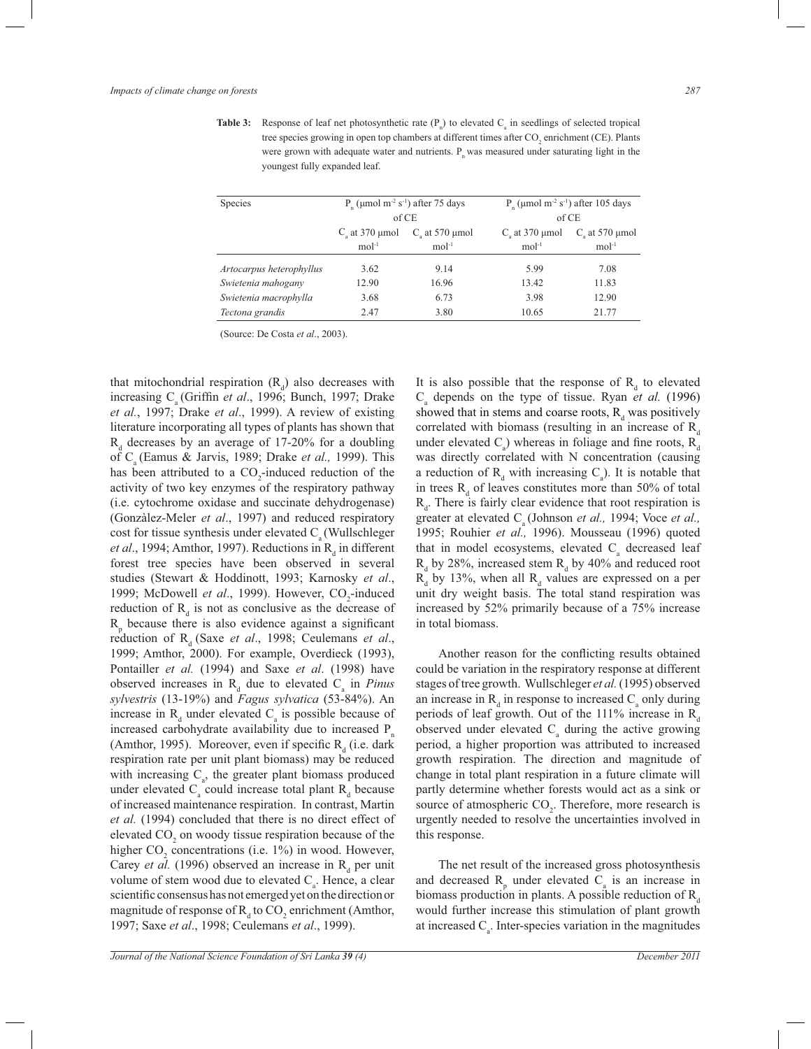**Table 3:** Response of leaf net photosynthetic rate ($P_n$) to elevated $C_a$ in seedlings of selected tropical tree species growing in open top chambers at different times after $CO_2$ enrichment (CE). Plants were grown with adequate water and nutrients. $P_n$ was measured under saturating light in the youngest fully expanded leaf.

| Species | $P_n$ (μmol $m^{-2}$ $s^{-1}$) after 75 days of CE | | $P_n$ (μmol $m^{-2}$ $s^{-1}$) after 105 days of CE | |
|---|---|---|---|---|
| | $C_a$ at 370 μmol $mol^{-1}$ | $C_a$ at 570 μmol $mol^{-1}$ | $C_a$ at 370 μmol $mol^{-1}$ | $C_a$ at 570 μmol $mol^{-1}$ |
| *Artocarpus heterophyllus* | 3.62 | 9.14 | 5.99 | 7.08 |
| *Swietenia mahogany* | 12.90 | 16.96 | 13.42 | 11.83 |
| *Swietenia macrophylla* | 3.68 | 6.73 | 3.98 | 12.90 |
| *Tectona grandis* | 2.47 | 3.80 | 10.65 | 21.77 |

(Source: De Costa *et al*., 2003).

that mitochondrial respiration ($R_d$) also decreases with increasing $C_a$ (Griffin *et al*., 1996; Bunch, 1997; Drake *et al.*, 1997; Drake *et al*., 1999). A review of existing literature incorporating all types of plants has shown that $R_d$ decreases by an average of 17-20% for a doubling of $C_a$ (Eamus & Jarvis, 1989; Drake *et al.,* 1999). This has been attributed to a $CO_2$-induced reduction of the activity of two key enzymes of the respiratory pathway (i.e. cytochrome oxidase and succinate dehydrogenase) (Gonzàlez-Meler *et al*., 1997) and reduced respiratory cost for tissue synthesis under elevated $C_a$ (Wullschleger *et al*., 1994; Amthor, 1997). Reductions in $R_d$ in different forest tree species have been observed in several studies (Stewart & Hoddinott, 1993; Karnosky *et al*., 1999; McDowell *et al*., 1999). However, $CO_2$-induced reduction of $R_d$ is not as conclusive as the decrease of $R_p$ because there is also evidence against a significant reduction of $R_d$ (Saxe *et al*., 1998; Ceulemans *et al*., 1999; Amthor, 2000). For example, Overdieck (1993), Pontailler *et al.* (1994) and Saxe *et al*. (1998) have observed increases in $R_d$ due to elevated $C_a$ in *Pinus sylvestris* (13-19%) and *Fagus sylvatica* (53-84%). An increase in $R_d$ under elevated $C_a$ is possible because of increased carbohydrate availability due to increased $P_n$ (Amthor, 1995). Moreover, even if specific $R_d$ (i.e. dark respiration rate per unit plant biomass) may be reduced with increasing $C_a$, the greater plant biomass produced under elevated $C_a$ could increase total plant $R_d$ because of increased maintenance respiration. In contrast, Martin *et al.* (1994) concluded that there is no direct effect of elevated $CO_2$ on woody tissue respiration because of the higher $CO_2$ concentrations (i.e. 1%) in wood. However, Carey *et al.* (1996) observed an increase in $R_d$ per unit volume of stem wood due to elevated $C_a$. Hence, a clear scientific consensus has not emerged yet on the direction or magnitude of response of $R_d$ to $CO_2$ enrichment (Amthor, 1997; Saxe *et al*., 1998; Ceulemans *et al*., 1999).

It is also possible that the response of $R_d$ to elevated $C_a$ depends on the type of tissue. Ryan *et al.* (1996) showed that in stems and coarse roots, $R_d$ was positively correlated with biomass (resulting in an increase of $R_d$ under elevated $C_a$) whereas in foliage and fine roots, $R_d$ was directly correlated with N concentration (causing a reduction of $R_d$ with increasing $C_a$). It is notable that in trees $R_d$ of leaves constitutes more than 50% of total $R_d$. There is fairly clear evidence that root respiration is greater at elevated $C_a$ (Johnson *et al.,* 1994; Voce *et al.,* 1995; Rouhier *et al.,* 1996). Mousseau (1996) quoted that in model ecosystems, elevated $C_a$ decreased leaf $R_d$ by 28%, increased stem $R_d$ by 40% and reduced root $R_d$ by 13%, when all $R_d$ values are expressed on a per unit dry weight basis. The total stand respiration was increased by 52% primarily because of a 75% increase in total biomass.

Another reason for the conflicting results obtained could be variation in the respiratory response at different stages of tree growth. Wullschleger *et al.* (1995) observed an increase in $R_d$ in response to increased $C_a$ only during periods of leaf growth. Out of the 111% increase in $R_d$ observed under elevated $C_a$ during the active growing period, a higher proportion was attributed to increased growth respiration. The direction and magnitude of change in total plant respiration in a future climate will partly determine whether forests would act as a sink or source of atmospheric $CO_2$. Therefore, more research is urgently needed to resolve the uncertainties involved in this response.

The net result of the increased gross photosynthesis and decreased $R_p$ under elevated $C_a$ is an increase in biomass production in plants. A possible reduction of $R_d$ would further increase this stimulation of plant growth at increased $C_a$. Inter-species variation in the magnitudes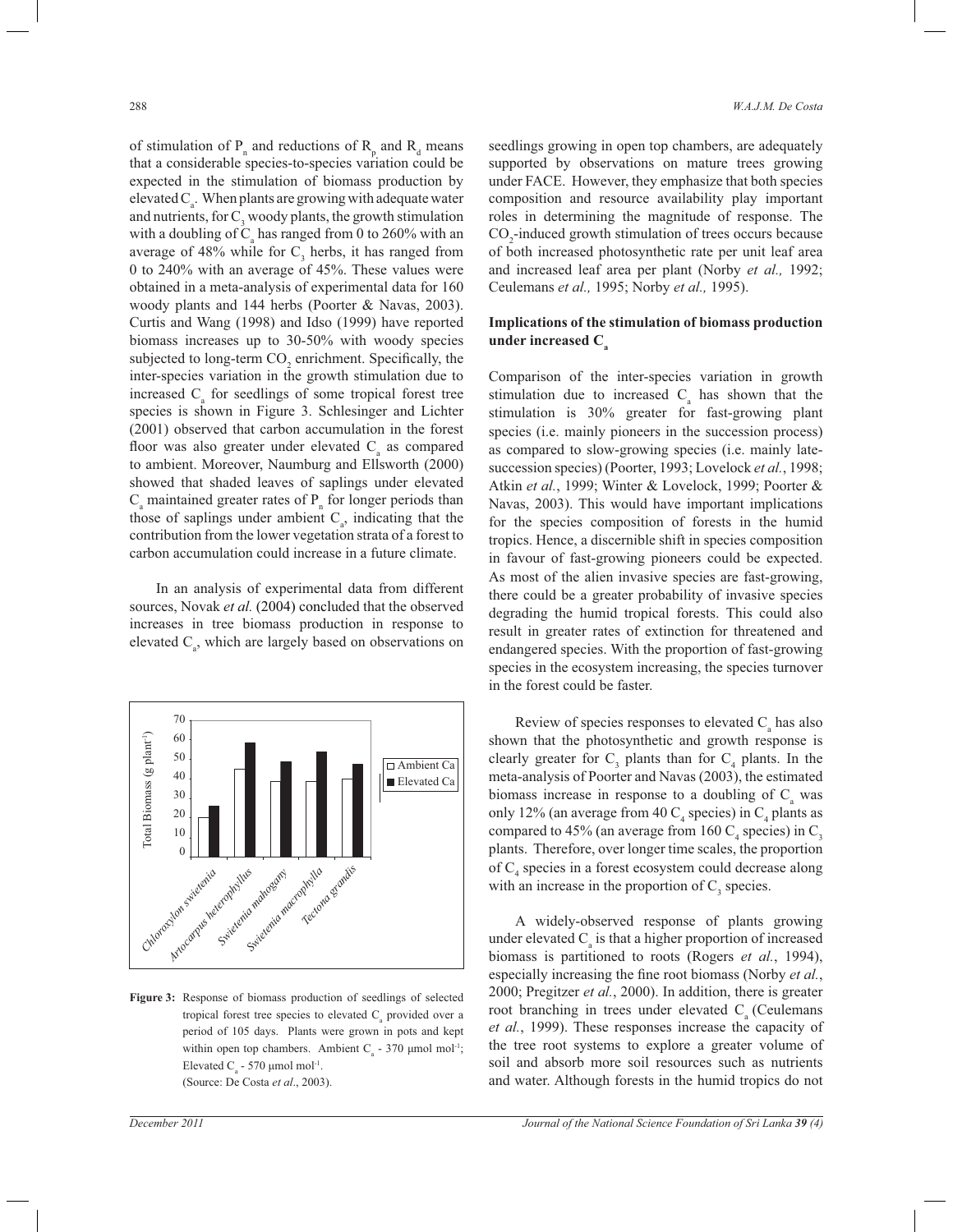of stimulation of $P_n$ and reductions of $R_p$ and $R_d$ means that a considerable species-to-species variation could be expected in the stimulation of biomass production by elevated $C_a$. When plants are growing with adequate water and nutrients, for $C_3$ woody plants, the growth stimulation with a doubling of $C_a$ has ranged from 0 to 260% with an average of 48% while for $C_3$ herbs, it has ranged from 0 to 240% with an average of 45%. These values were obtained in a meta-analysis of experimental data for 160 woody plants and 144 herbs (Poorter & Navas, 2003). Curtis and Wang (1998) and Idso (1999) have reported biomass increases up to 30-50% with woody species subjected to long-term $CO_2$ enrichment. Specifically, the inter-species variation in the growth stimulation due to increased $C_a$ for seedlings of some tropical forest tree species is shown in Figure 3. Schlesinger and Lichter (2001) observed that carbon accumulation in the forest floor was also greater under elevated $C_a$ as compared to ambient. Moreover, Naumburg and Ellsworth (2000) showed that shaded leaves of saplings under elevated $C_a$ maintained greater rates of $P_n$ for longer periods than those of saplings under ambient $C_a$, indicating that the contribution from the lower vegetation strata of a forest to carbon accumulation could increase in a future climate.

In an analysis of experimental data from different sources, Novak *et al.* (2004) concluded that the observed increases in tree biomass production in response to elevated $C_a$, which are largely based on observations on seedlings growing in open top chambers, are adequately supported by observations on mature trees growing under FACE. However, they emphasize that both species composition and resource availability play important roles in determining the magnitude of response. The $CO_2$-induced growth stimulation of trees occurs because of both increased photosynthetic rate per unit leaf area and increased leaf area per plant (Norby *et al.,* 1992; Ceulemans *et al.,* 1995; Norby *et al.,* 1995).

**Figure 3:** Response of biomass production of seedlings of selected tropical forest tree species to elevated $C_a$ provided over a period of 105 days. Plants were grown in pots and kept within open top chambers. Ambient $C_a$ - 370 µmol mol[-1]; Elevated $C_a$ - 570 µmol mol[-1]. (Source: De Costa *et al*., 2003).

## Implications of the stimulation of biomass production under increased $C_a$

Comparison of the inter-species variation in growth stimulation due to increased $C_a$ has shown that the stimulation is 30% greater for fast-growing plant species (i.e. mainly pioneers in the succession process) as compared to slow-growing species (i.e. mainly late-succession species) (Poorter, 1993; Lovelock *et al.*, 1998; Atkin *et al.*, 1999; Winter & Lovelock, 1999; Poorter & Navas, 2003). This would have important implications for the species composition of forests in the humid tropics. Hence, a discernible shift in species composition in favour of fast-growing pioneers could be expected. As most of the alien invasive species are fast-growing, there could be a greater probability of invasive species degrading the humid tropical forests. This could also result in greater rates of extinction for threatened and endangered species. With the proportion of fast-growing species in the ecosystem increasing, the species turnover in the forest could be faster.

Review of species responses to elevated $C_a$ has also shown that the photosynthetic and growth response is clearly greater for $C_3$ plants than for $C_4$ plants. In the meta-analysis of Poorter and Navas (2003), the estimated biomass increase in response to a doubling of $C_a$ was only 12% (an average from 40 $C_4$ species) in $C_4$ plants as compared to 45% (an average from 160 $C_4$ species) in $C_3$ plants. Therefore, over longer time scales, the proportion of $C_4$ species in a forest ecosystem could decrease along with an increase in the proportion of $C_3$ species.

A widely-observed response of plants growing under elevated $C_a$ is that a higher proportion of increased biomass is partitioned to roots (Rogers *et al.*, 1994), especially increasing the fine root biomass (Norby *et al.*, 2000; Pregitzer *et al.*, 2000). In addition, there is greater root branching in trees under elevated $C_a$ (Ceulemans *et al.*, 1999). These responses increase the capacity of the tree root systems to explore a greater volume of soil and absorb more soil resources such as nutrients and water. Although forests in the humid tropics do not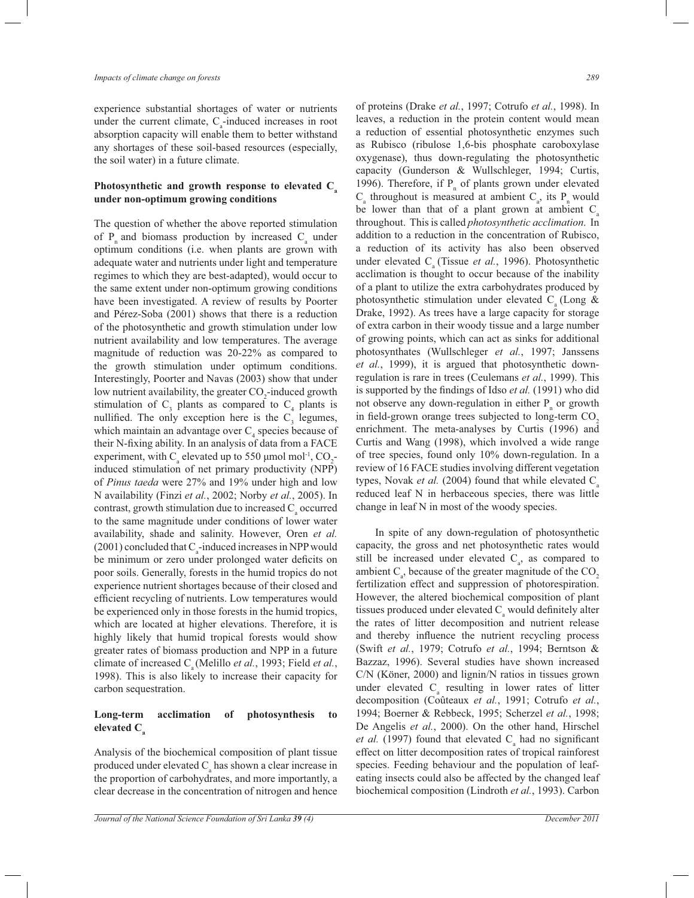experience substantial shortages of water or nutrients under the current climate, $C_a$-induced increases in root absorption capacity will enable them to better withstand any shortages of these soil-based resources (especially, the soil water) in a future climate.

### Photosynthetic and growth response to elevated $C_a$ under non-optimum growing conditions

The question of whether the above reported stimulation of $P_n$ and biomass production by increased $C_a$ under optimum conditions (i.e. when plants are grown with adequate water and nutrients under light and temperature regimes to which they are best-adapted), would occur to the same extent under non-optimum growing conditions have been investigated. A review of results by Poorter and Pérez-Soba (2001) shows that there is a reduction of the photosynthetic and growth stimulation under low nutrient availability and low temperatures. The average magnitude of reduction was 20-22% as compared to the growth stimulation under optimum conditions. Interestingly, Poorter and Navas (2003) show that under low nutrient availability, the greater $CO_2$-induced growth stimulation of $C_3$ plants as compared to $C_4$ plants is nullified. The only exception here is the $C_3$ legumes, which maintain an advantage over $C_4$ species because of their N-fixing ability. In an analysis of data from a FACE experiment, with $C_a$ elevated up to 550 μmol mol$^{-1}$, $CO_2$-induced stimulation of net primary productivity (NPP) of *Pinus taeda* were 27% and 19% under high and low N availability (Finzi *et al.*, 2002; Norby *et al.*, 2005). In contrast, growth stimulation due to increased $C_a$ occurred to the same magnitude under conditions of lower water availability, shade and salinity. However, Oren *et al.* (2001) concluded that $C_a$-induced increases in NPP would be minimum or zero under prolonged water deficits on poor soils. Generally, forests in the humid tropics do not experience nutrient shortages because of their closed and efficient recycling of nutrients. Low temperatures would be experienced only in those forests in the humid tropics, which are located at higher elevations. Therefore, it is highly likely that humid tropical forests would show greater rates of biomass production and NPP in a future climate of increased $C_a$ (Melillo *et al.*, 1993; Field *et al.*, 1998). This is also likely to increase their capacity for carbon sequestration.

### Long-term acclimation of photosynthesis to elevated $C_a$

Analysis of the biochemical composition of plant tissue produced under elevated $C_a$ has shown a clear increase in the proportion of carbohydrates, and more importantly, a clear decrease in the concentration of nitrogen and hence of proteins (Drake *et al.*, 1997; Cotrufo *et al.*, 1998). In leaves, a reduction in the protein content would mean a reduction of essential photosynthetic enzymes such as Rubisco (ribulose 1,6-bis phosphate caroboxylase oxygenase), thus down-regulating the photosynthetic capacity (Gunderson & Wullschleger, 1994; Curtis, 1996). Therefore, if $P_n$ of plants grown under elevated $C_a$ throughout is measured at ambient $C_a$, its $P_n$ would be lower than that of a plant grown at ambient $C_a$ throughout. This is called *photosynthetic acclimation*. In addition to a reduction in the concentration of Rubisco, a reduction of its activity has also been observed under elevated $C_a$ (Tissue *et al.*, 1996). Photosynthetic acclimation is thought to occur because of the inability of a plant to utilize the extra carbohydrates produced by photosynthetic stimulation under elevated $C_a$ (Long & Drake, 1992). As trees have a large capacity for storage of extra carbon in their woody tissue and a large number of growing points, which can act as sinks for additional photosynthates (Wullschleger *et al.*, 1997; Janssens *et al.*, 1999), it is argued that photosynthetic down-regulation is rare in trees (Ceulemans *et al.*, 1999). This is supported by the findings of Idso *et al.* (1991) who did not observe any down-regulation in either $P_n$ or growth in field-grown orange trees subjected to long-term $CO_2$ enrichment. The meta-analyses by Curtis (1996) and Curtis and Wang (1998), which involved a wide range of tree species, found only 10% down-regulation. In a review of 16 FACE studies involving different vegetation types, Novak *et al.* (2004) found that while elevated $C_a$ reduced leaf N in herbaceous species, there was little change in leaf N in most of the woody species.

In spite of any down-regulation of photosynthetic capacity, the gross and net photosynthetic rates would still be increased under elevated $C_a$, as compared to ambient $C_a$, because of the greater magnitude of the $CO_2$ fertilization effect and suppression of photorespiration. However, the altered biochemical composition of plant tissues produced under elevated $C_a$ would definitely alter the rates of litter decomposition and nutrient release and thereby influence the nutrient recycling process (Swift *et al.*, 1979; Cotrufo *et al.*, 1994; Berntson & Bazzaz, 1996). Several studies have shown increased C/N (Köner, 2000) and lignin/N ratios in tissues grown under elevated $C_a$ resulting in lower rates of litter decomposition (Coûteaux *et al.*, 1991; Cotrufo *et al.*, 1994; Boerner & Rebbeck, 1995; Scherzel *et al.*, 1998; De Angelis *et al.*, 2000). On the other hand, Hirschel *et al.* (1997) found that elevated $C_a$ had no significant effect on litter decomposition rates of tropical rainforest species. Feeding behaviour and the population of leaf-eating insects could also be affected by the changed leaf biochemical composition (Lindroth *et al.*, 1993). Carbon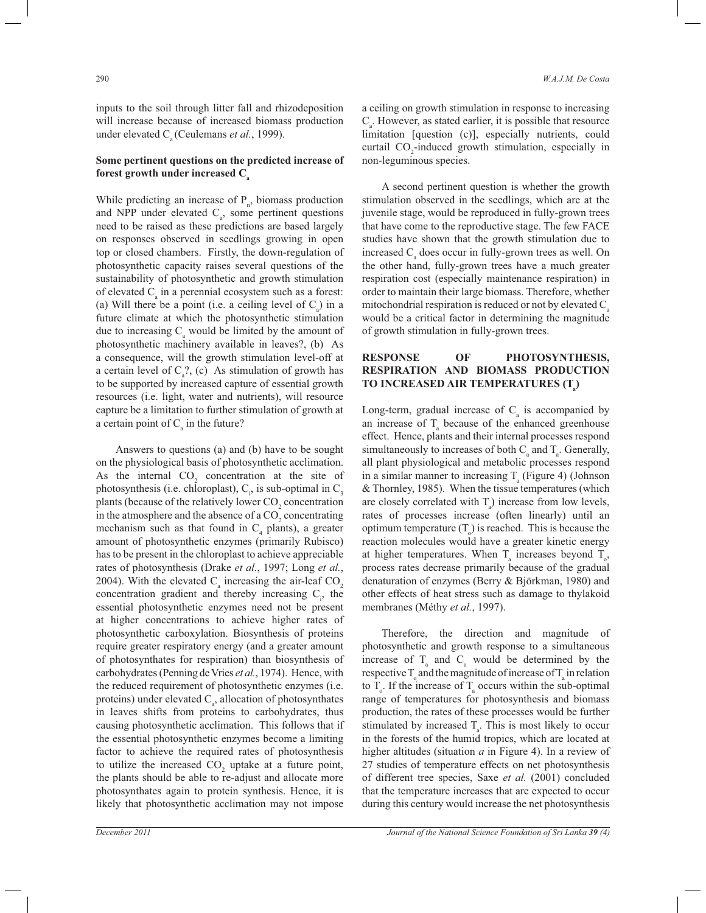inputs to the soil through litter fall and rhizodeposition will increase because of increased biomass production under elevated $C_a$ (Ceulemans *et al.*, 1999).

### Some pertinent questions on the predicted increase of forest growth under increased $C_a$

While predicting an increase of $P_n$, biomass production and NPP under elevated $C_a$, some pertinent questions need to be raised as these predictions are based largely on responses observed in seedlings growing in open top or closed chambers. Firstly, the down-regulation of photosynthetic capacity raises several questions of the sustainability of photosynthetic and growth stimulation of elevated $C_a$ in a perennial ecosystem such as a forest: (a) Will there be a point (i.e. a ceiling level of $C_a$) in a future climate at which the photosynthetic stimulation due to increasing $C_a$ would be limited by the amount of photosynthetic machinery available in leaves?, (b) As a consequence, will the growth stimulation level-off at a certain level of $C_a$?, (c) As stimulation of growth has to be supported by increased capture of essential growth resources (i.e. light, water and nutrients), will resource capture be a limitation to further stimulation of growth at a certain point of $C_a$ in the future?

Answers to questions (a) and (b) have to be sought on the physiological basis of photosynthetic acclimation. As the internal $CO_2$ concentration at the site of photosynthesis (i.e. chloroplast), $C_i$, is sub-optimal in $C_3$ plants (because of the relatively lower $CO_2$ concentration in the atmosphere and the absence of a $CO_2$ concentrating mechanism such as that found in $C_4$ plants), a greater amount of photosynthetic enzymes (primarily Rubisco) has to be present in the chloroplast to achieve appreciable rates of photosynthesis (Drake *et al.*, 1997; Long *et al.*, 2004). With the elevated $C_a$ increasing the air-leaf $CO_2$ concentration gradient and thereby increasing $C_i$, the essential photosynthetic enzymes need not be present at higher concentrations to achieve higher rates of photosynthetic carboxylation. Biosynthesis of proteins require greater respiratory energy (and a greater amount of photosynthates for respiration) than biosynthesis of carbohydrates (Penning de Vries *et al.*, 1974). Hence, with the reduced requirement of photosynthetic enzymes (i.e. proteins) under elevated $C_a$, allocation of photosynthates in leaves shifts from proteins to carbohydrates, thus causing photosynthetic acclimation. This follows that if the essential photosynthetic enzymes become a limiting factor to achieve the required rates of photosynthesis to utilize the increased $CO_2$ uptake at a future point, the plants should be able to re-adjust and allocate more photosynthates again to protein synthesis. Hence, it is likely that photosynthetic acclimation may not impose a ceiling on growth stimulation in response to increasing $C_a$. However, as stated earlier, it is possible that resource limitation [question (c)], especially nutrients, could curtail $CO_2$-induced growth stimulation, especially in non-leguminous species.

A second pertinent question is whether the growth stimulation observed in the seedlings, which are at the juvenile stage, would be reproduced in fully-grown trees that have come to the reproductive stage. The few FACE studies have shown that the growth stimulation due to increased $C_a$ does occur in fully-grown trees as well. On the other hand, fully-grown trees have a much greater respiration cost (especially maintenance respiration) in order to maintain their large biomass. Therefore, whether mitochondrial respiration is reduced or not by elevated $C_a$ would be a critical factor in determining the magnitude of growth stimulation in fully-grown trees.

## RESPONSE OF PHOTOSYNTHESIS, RESPIRATION AND BIOMASS PRODUCTION TO INCREASED AIR TEMPERATURES ($T_a$)

Long-term, gradual increase of $C_a$ is accompanied by an increase of $T_a$ because of the enhanced greenhouse effect. Hence, plants and their internal processes respond simultaneously to increases of both $C_a$ and $T_a$. Generally, all plant physiological and metabolic processes respond in a similar manner to increasing $T_a$ (Figure 4) (Johnson & Thornley, 1985). When the tissue temperatures (which are closely correlated with $T_a$) increase from low levels, rates of processes increase (often linearly) until an optimum temperature ($T_o$) is reached. This is because the reaction molecules would have a greater kinetic energy at higher temperatures. When $T_a$ increases beyond $T_o$, process rates decrease primarily because of the gradual denaturation of enzymes (Berry & Björkman, 1980) and other effects of heat stress such as damage to thylakoid membranes (Méthy *et al.*, 1997).

Therefore, the direction and magnitude of photosynthetic and growth response to a simultaneous increase of $T_a$ and $C_a$ would be determined by the respective $T_o$ and the magnitude of increase of $T_a$ in relation to $T_o$. If the increase of $T_a$ occurs within the sub-optimal range of temperatures for photosynthesis and biomass production, the rates of these processes would be further stimulated by increased $T_a$. This is most likely to occur in the forests of the humid tropics, which are located at higher altitudes (situation *a* in Figure 4). In a review of 27 studies of temperature effects on net photosynthesis of different tree species, Saxe *et al.* (2001) concluded that the temperature increases that are expected to occur during this century would increase the net photosynthesis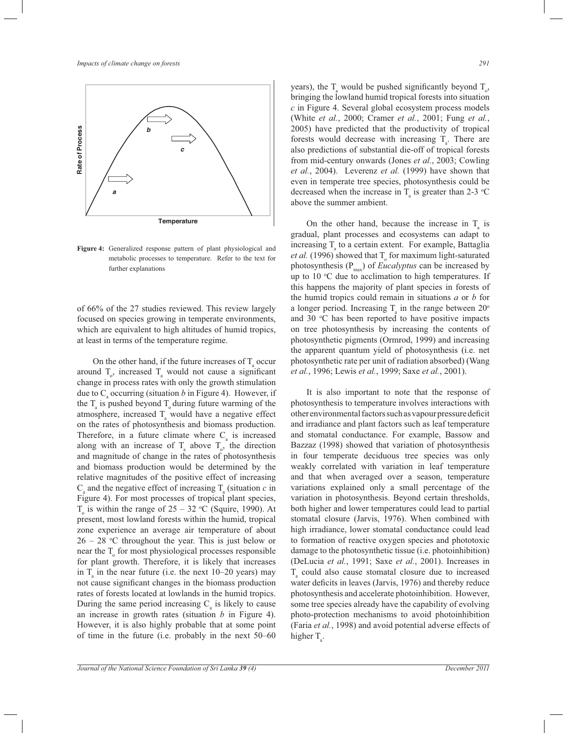Figure 4: Generalized response pattern of plant physiological and metabolic processes to temperature. Refer to the text for further explanations

of 66% of the 27 studies reviewed. This review largely focused on species growing in temperate environments, which are equivalent to high altitudes of humid tropics, at least in terms of the temperature regime.

On the other hand, if the future increases of $T_a$ occur around $T_o$, increased $T_a$ would not cause a significant change in process rates with only the growth stimulation due to $C_a$ occurring (situation *b* in Figure 4). However, if the $T_a$ is pushed beyond $T_o$ during future warming of the atmosphere, increased $T_a$ would have a negative effect on the rates of photosynthesis and biomass production. Therefore, in a future climate where $C_a$ is increased along with an increase of $T_a$ above $T_o$, the direction and magnitude of change in the rates of photosynthesis and biomass production would be determined by the relative magnitudes of the positive effect of increasing $C_a$ and the negative effect of increasing $T_a$ (situation *c* in Figure 4). For most processes of tropical plant species, $T_o$ is within the range of 25 – 32 °C (Squire, 1990). At present, most lowland forests within the humid, tropical zone experience an average air temperature of about 26 – 28 °C throughout the year. This is just below or near the $T_o$ for most physiological processes responsible for plant growth. Therefore, it is likely that increases in $T_a$ in the near future (i.e. the next 10–20 years) may not cause significant changes in the biomass production rates of forests located at lowlands in the humid tropics. During the same period increasing $C_a$ is likely to cause an increase in growth rates (situation *b* in Figure 4). However, it is also highly probable that at some point of time in the future (i.e. probably in the next 50–60 years), the $T_a$ would be pushed significantly beyond $T_o$, bringing the lowland humid tropical forests into situation *c* in Figure 4. Several global ecosystem process models (White *et al.*, 2000; Cramer *et al.*, 2001; Fung *et al.*, 2005) have predicted that the productivity of tropical forests would decrease with increasing $T_a$. There are also predictions of substantial die-off of tropical forests from mid-century onwards (Jones *et al.*, 2003; Cowling *et al.*, 2004). Leverenz *et al.* (1999) have shown that even in temperate tree species, photosynthesis could be decreased when the increase in $T_a$ is greater than 2-3 °C above the summer ambient.

On the other hand, because the increase in $T_a$ is gradual, plant processes and ecosystems can adapt to increasing $T_a$ to a certain extent. For example, Battaglia *et al.* (1996) showed that $T_o$ for maximum light-saturated photosynthesis ($P_{max}$) of *Eucalyptus* can be increased by up to 10 °C due to acclimation to high temperatures. If this happens the majority of plant species in forests of the humid tropics could remain in situations *a* or *b* for a longer period. Increasing $T_a$ in the range between 20° and 30 °C has been reported to have positive impacts on tree photosynthesis by increasing the contents of photosynthetic pigments (Ormrod, 1999) and increasing the apparent quantum yield of photosynthesis (i.e. net photosynthetic rate per unit of radiation absorbed) (Wang *et al.*, 1996; Lewis *et al.*, 1999; Saxe *et al.*, 2001).

It is also important to note that the response of photosynthesis to temperature involves interactions with other environmental factors such as vapour pressure deficit and irradiance and plant factors such as leaf temperature and stomatal conductance. For example, Bassow and Bazzaz (1998) showed that variation of photosynthesis in four temperate deciduous tree species was only weakly correlated with variation in leaf temperature and that when averaged over a season, temperature variations explained only a small percentage of the variation in photosynthesis. Beyond certain thresholds, both higher and lower temperatures could lead to partial stomatal closure (Jarvis, 1976). When combined with high irradiance, lower stomatal conductance could lead to formation of reactive oxygen species and phototoxic damage to the photosynthetic tissue (i.e. photoinhibition) (DeLucia *et al.*, 1991; Saxe *et al.*, 2001). Increases in $T_a$ could also cause stomatal closure due to increased water deficits in leaves (Jarvis, 1976) and thereby reduce photosynthesis and accelerate photoinhibition. However, some tree species already have the capability of evolving photo-protection mechanisms to avoid photoinhibition (Faria *et al.*, 1998) and avoid potential adverse effects of higher $T_a$.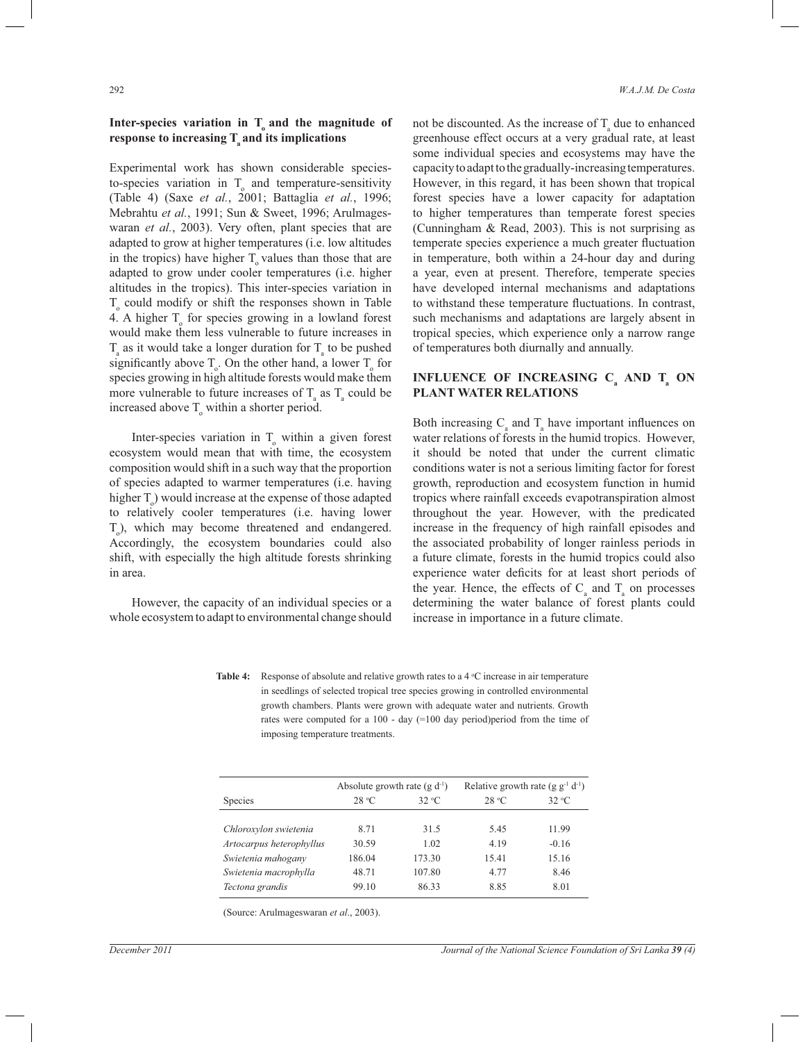### Inter-species variation in $T_o$ and the magnitude of response to increasing $T_a$ and its implications

Experimental work has shown considerable species-to-species variation in $T_o$ and temperature-sensitivity (Table 4) (Saxe *et al.*, 2001; Battaglia *et al.*, 1996; Mebrahtu *et al.*, 1991; Sun & Sweet, 1996; Arulmageswaran *et al.*, 2003). Very often, plant species that are adapted to grow at higher temperatures (i.e. low altitudes in the tropics) have higher $T_o$ values than those that are adapted to grow under cooler temperatures (i.e. higher altitudes in the tropics). This inter-species variation in $T_o$ could modify or shift the responses shown in Table 4. A higher $T_o$ for species growing in a lowland forest would make them less vulnerable to future increases in $T_a$ as it would take a longer duration for $T_a$ to be pushed significantly above $T_o$. On the other hand, a lower $T_o$ for species growing in high altitude forests would make them more vulnerable to future increases of $T_a$ as $T_a$ could be increased above $T_o$ within a shorter period.

Inter-species variation in $T_o$ within a given forest ecosystem would mean that with time, the ecosystem composition would shift in a such way that the proportion of species adapted to warmer temperatures (i.e. having higher $T_o$) would increase at the expense of those adapted to relatively cooler temperatures (i.e. having lower $T_o$), which may become threatened and endangered. Accordingly, the ecosystem boundaries could also shift, with especially the high altitude forests shrinking in area.

However, the capacity of an individual species or a whole ecosystem to adapt to environmental change should not be discounted. As the increase of $T_a$ due to enhanced greenhouse effect occurs at a very gradual rate, at least some individual species and ecosystems may have the capacity to adapt to the gradually-increasing temperatures. However, in this regard, it has been shown that tropical forest species have a lower capacity for adaptation to higher temperatures than temperate forest species (Cunningham & Read, 2003). This is not surprising as temperate species experience a much greater fluctuation in temperature, both within a 24-hour day and during a year, even at present. Therefore, temperate species have developed internal mechanisms and adaptations to withstand these temperature fluctuations. In contrast, such mechanisms and adaptations are largely absent in tropical species, which experience only a narrow range of temperatures both diurnally and annually.

## INFLUENCE OF INCREASING $C_a$ AND $T_a$ ON PLANT WATER RELATIONS

Both increasing $C_a$ and $T_a$ have important influences on water relations of forests in the humid tropics. However, it should be noted that under the current climatic conditions water is not a serious limiting factor for forest growth, reproduction and ecosystem function in humid tropics where rainfall exceeds evapotranspiration almost throughout the year. However, with the predicated increase in the frequency of high rainfall episodes and the associated probability of longer rainless periods in a future climate, forests in the humid tropics could also experience water deficits for at least short periods of the year. Hence, the effects of $C_a$ and $T_a$ on processes determining the water balance of forest plants could increase in importance in a future climate.

**Table 4:** Response of absolute and relative growth rates to a 4 °C increase in air temperature in seedlings of selected tropical tree species growing in controlled environmental growth chambers. Plants were grown with adequate water and nutrients. Growth rates were computed for a 100 - day (=100 day period)period from the time of imposing temperature treatments.

| | Absolute growth rate (g $d^{-1}$) | | Relative growth rate (g $g^{-1}$ $d^{-1}$) | |
|---|---|---|---|---|
| Species | 28 °C | 32 °C | 28 °C | 32 °C |
| *Chloroxylon swietenia* | 8.71 | 31.5 | 5.45 | 11.99 |
| *Artocarpus heterophyllus* | 30.59 | 1.02 | 4.19 | -0.16 |
| *Swietenia mahogany* | 186.04 | 173.30 | 15.41 | 15.16 |
| *Swietenia macrophylla* | 48.71 | 107.80 | 4.77 | 8.46 |
| *Tectona grandis* | 99.10 | 86.33 | 8.85 | 8.01 |

(Source: Arulmageswaran *et al*., 2003).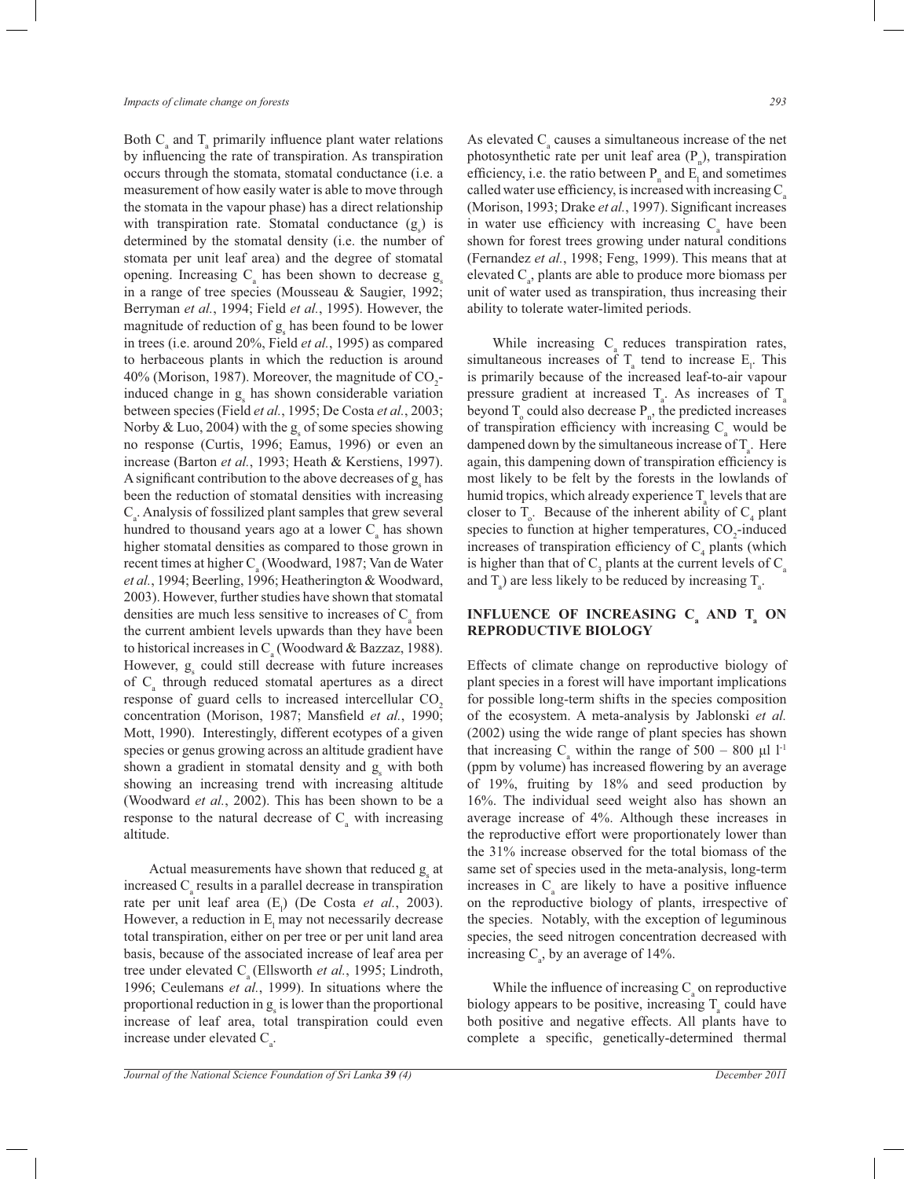Both $C_a$ and $T_a$ primarily influence plant water relations by influencing the rate of transpiration. As transpiration occurs through the stomata, stomatal conductance (i.e. a measurement of how easily water is able to move through the stomata in the vapour phase) has a direct relationship with transpiration rate. Stomatal conductance ($g_s$) is determined by the stomatal density (i.e. the number of stomata per unit leaf area) and the degree of stomatal opening. Increasing $C_a$ has been shown to decrease $g_s$ in a range of tree species (Mousseau & Saugier, 1992; Berryman *et al.*, 1994; Field *et al.*, 1995). However, the magnitude of reduction of $g_s$ has been found to be lower in trees (i.e. around 20%, Field *et al.*, 1995) as compared to herbaceous plants in which the reduction is around 40% (Morison, 1987). Moreover, the magnitude of $CO_2$-induced change in $g_s$ has shown considerable variation between species (Field *et al.*, 1995; De Costa *et al.*, 2003; Norby & Luo, 2004) with the $g_s$ of some species showing no response (Curtis, 1996; Eamus, 1996) or even an increase (Barton *et al.*, 1993; Heath & Kerstiens, 1997). A significant contribution to the above decreases of $g_s$ has been the reduction of stomatal densities with increasing $C_a$. Analysis of fossilized plant samples that grew several hundred to thousand years ago at a lower $C_a$ has shown higher stomatal densities as compared to those grown in recent times at higher $C_a$ (Woodward, 1987; Van de Water *et al.*, 1994; Beerling, 1996; Heatherington & Woodward, 2003). However, further studies have shown that stomatal densities are much less sensitive to increases of $C_a$ from the current ambient levels upwards than they have been to historical increases in $C_a$ (Woodward & Bazzaz, 1988). However, $g_s$ could still decrease with future increases of $C_a$ through reduced stomatal apertures as a direct response of guard cells to increased intercellular $CO_2$ concentration (Morison, 1987; Mansfield *et al.*, 1990; Mott, 1990). Interestingly, different ecotypes of a given species or genus growing across an altitude gradient have shown a gradient in stomatal density and $g_s$ with both showing an increasing trend with increasing altitude (Woodward *et al.*, 2002). This has been shown to be a response to the natural decrease of $C_a$ with increasing altitude.

Actual measurements have shown that reduced $g_s$ at increased $C_a$ results in a parallel decrease in transpiration rate per unit leaf area ($E_l$) (De Costa *et al.*, 2003). However, a reduction in $E_l$ may not necessarily decrease total transpiration, either on per tree or per unit land area basis, because of the associated increase of leaf area per tree under elevated $C_a$ (Ellsworth *et al.*, 1995; Lindroth, 1996; Ceulemans *et al.*, 1999). In situations where the proportional reduction in $g_s$ is lower than the proportional increase of leaf area, total transpiration could even increase under elevated $C_a$.

As elevated $C_a$ causes a simultaneous increase of the net photosynthetic rate per unit leaf area ($P_n$), transpiration efficiency, i.e. the ratio between $P_n$ and $E_l$ and sometimes called water use efficiency, is increased with increasing $C_a$ (Morison, 1993; Drake *et al.*, 1997). Significant increases in water use efficiency with increasing $C_a$ have been shown for forest trees growing under natural conditions (Fernandez *et al.*, 1998; Feng, 1999). This means that at elevated $C_a$, plants are able to produce more biomass per unit of water used as transpiration, thus increasing their ability to tolerate water-limited periods.

While increasing $C_a$ reduces transpiration rates, simultaneous increases of $T_a$ tend to increase $E_l$. This is primarily because of the increased leaf-to-air vapour pressure gradient at increased $T_a$. As increases of $T_a$ beyond $T_o$ could also decrease $P_n$, the predicted increases of transpiration efficiency with increasing $C_a$ would be dampened down by the simultaneous increase of $T_a$. Here again, this dampening down of transpiration efficiency is most likely to be felt by the forests in the lowlands of humid tropics, which already experience $T_a$ levels that are closer to $T_o$. Because of the inherent ability of $C_4$ plant species to function at higher temperatures, $CO_2$-induced increases of transpiration efficiency of $C_4$ plants (which is higher than that of $C_3$ plants at the current levels of $C_a$ and $T_a$) are less likely to be reduced by increasing $T_a$.

## INFLUENCE OF INCREASING $C_a$ AND $T_a$ ON REPRODUCTIVE BIOLOGY

Effects of climate change on reproductive biology of plant species in a forest will have important implications for possible long-term shifts in the species composition of the ecosystem. A meta-analysis by Jablonski *et al.* (2002) using the wide range of plant species has shown that increasing $C_a$ within the range of 500 – 800 μl $l^{-1}$ (ppm by volume) has increased flowering by an average of 19%, fruiting by 18% and seed production by 16%. The individual seed weight also has shown an average increase of 4%. Although these increases in the reproductive effort were proportionately lower than the 31% increase observed for the total biomass of the same set of species used in the meta-analysis, long-term increases in $C_a$ are likely to have a positive influence on the reproductive biology of plants, irrespective of the species. Notably, with the exception of leguminous species, the seed nitrogen concentration decreased with increasing $C_a$, by an average of 14%.

While the influence of increasing $C_a$ on reproductive biology appears to be positive, increasing $T_a$ could have both positive and negative effects. All plants have to complete a specific, genetically-determined thermal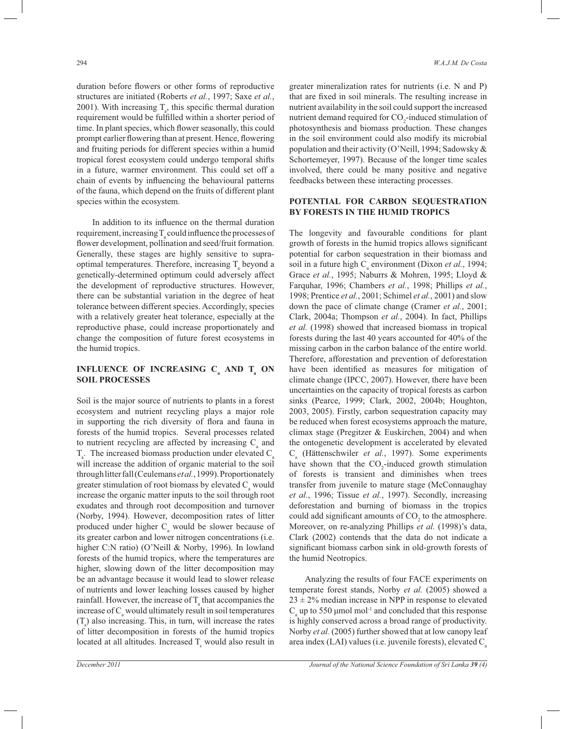duration before flowers or other forms of reproductive structures are initiated (Roberts *et al.*, 1997; Saxe *et al.*, 2001). With increasing $T_a$, this specific thermal duration requirement would be fulfilled within a shorter period of time. In plant species, which flower seasonally, this could prompt earlier flowering than at present. Hence, flowering and fruiting periods for different species within a humid tropical forest ecosystem could undergo temporal shifts in a future, warmer environment. This could set off a chain of events by influencing the behavioural patterns of the fauna, which depend on the fruits of different plant species within the ecosystem.

In addition to its influence on the thermal duration requirement, increasing $T_a$ could influence the processes of flower development, pollination and seed/fruit formation. Generally, these stages are highly sensitive to supra-optimal temperatures. Therefore, increasing $T_a$ beyond a genetically-determined optimum could adversely affect the development of reproductive structures. However, there can be substantial variation in the degree of heat tolerance between different species. Accordingly, species with a relatively greater heat tolerance, especially at the reproductive phase, could increase proportionately and change the composition of future forest ecosystems in the humid tropics.

## INFLUENCE OF INCREASING $C_a$ AND $T_a$ ON SOIL PROCESSES

Soil is the major source of nutrients to plants in a forest ecosystem and nutrient recycling plays a major role in supporting the rich diversity of flora and fauna in forests of the humid tropics. Several processes related to nutrient recycling are affected by increasing $C_a$ and $T_a$. The increased biomass production under elevated $C_a$ will increase the addition of organic material to the soil through litter fall (Ceulemans *et al.*, 1999). Proportionately greater stimulation of root biomass by elevated $C_a$ would increase the organic matter inputs to the soil through root exudates and through root decomposition and turnover (Norby, 1994). However, decomposition rates of litter produced under higher $C_a$ would be slower because of its greater carbon and lower nitrogen concentrations (i.e. higher C:N ratio) (O'Neill & Norby, 1996). In lowland forests of the humid tropics, where the temperatures are higher, slowing down of the litter decomposition may be an advantage because it would lead to slower release of nutrients and lower leaching losses caused by higher rainfall. However, the increase of $T_a$ that accompanies the increase of $C_a$ would ultimately result in soil temperatures ($T_s$) also increasing. This, in turn, will increase the rates of litter decomposition in forests of the humid tropics located at all altitudes. Increased $T_s$ would also result in greater mineralization rates for nutrients (i.e. N and P) that are fixed in soil minerals. The resulting increase in nutrient availability in the soil could support the increased nutrient demand required for $CO_2$-induced stimulation of photosynthesis and biomass production. These changes in the soil environment could also modify its microbial population and their activity (O'Neill, 1994; Sadowsky & Schortemeyer, 1997). Because of the longer time scales involved, there could be many positive and negative feedbacks between these interacting processes.

## POTENTIAL FOR CARBON SEQUESTRATION BY FORESTS IN THE HUMID TROPICS

The longevity and favourable conditions for plant growth of forests in the humid tropics allows significant potential for carbon sequestration in their biomass and soil in a future high $C_a$ environment (Dixon *et al.*, 1994; Grace *et al.*, 1995; Naburrs & Mohren, 1995; Lloyd & Farquhar, 1996; Chambers *et al.*, 1998; Phillips *et al.*, 1998; Prentice *et al.*, 2001; Schimel *et al.*, 2001) and slow down the pace of climate change (Cramer *et al.*, 2001; Clark, 2004a; Thompson *et al.*, 2004). In fact, Phillips *et al.* (1998) showed that increased biomass in tropical forests during the last 40 years accounted for 40% of the missing carbon in the carbon balance of the entire world. Therefore, afforestation and prevention of deforestation have been identified as measures for mitigation of climate change (IPCC, 2007). However, there have been uncertainties on the capacity of tropical forests as carbon sinks (Pearce, 1999; Clark, 2002, 2004b; Houghton, 2003, 2005). Firstly, carbon sequestration capacity may be reduced when forest ecosystems approach the mature, climax stage (Pregitzer & Euskirchen, 2004) and when the ontogenetic development is accelerated by elevated $C_a$ (Hättenschwiler *et al.*, 1997). Some experiments have shown that the $CO_2$-induced growth stimulation of forests is transient and diminishes when trees transfer from juvenile to mature stage (McConnaughay *et al.*, 1996; Tissue *et al.*, 1997). Secondly, increasing deforestation and burning of biomass in the tropics could add significant amounts of $CO_2$ to the atmosphere. Moreover, on re-analyzing Phillips *et al.* (1998)'s data, Clark (2002) contends that the data do not indicate a significant biomass carbon sink in old-growth forests of the humid Neotropics.

Analyzing the results of four FACE experiments on temperate forest stands, Norby *et al.* (2005) showed a $23 \pm 2\%$ median increase in NPP in response to elevated $C_a$ up to 550 μmol mol$^{-1}$ and concluded that this response is highly conserved across a broad range of productivity. Norby *et al.* (2005) further showed that at low canopy leaf area index (LAI) values (i.e. juvenile forests), elevated $C_a$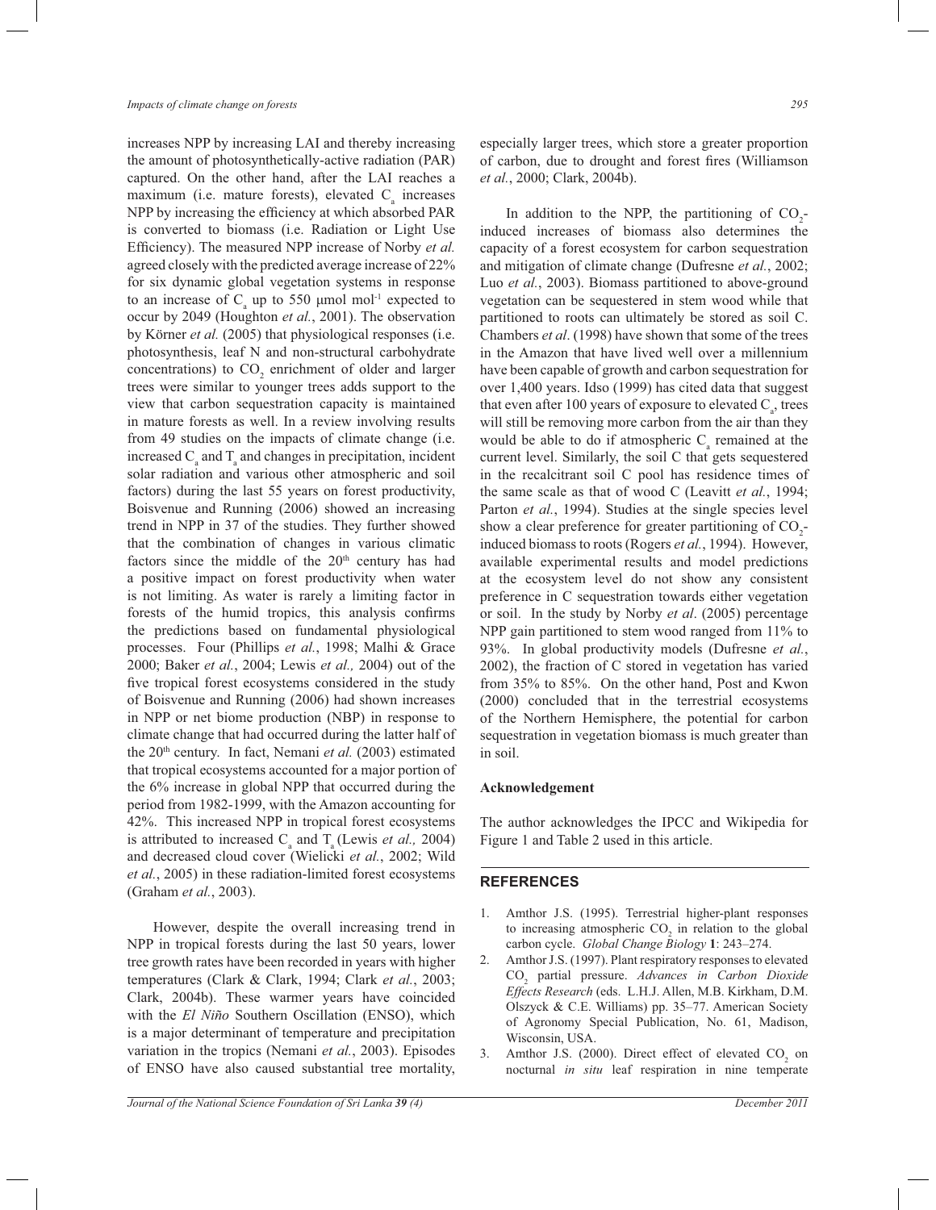increases NPP by increasing LAI and thereby increasing the amount of photosynthetically-active radiation (PAR) captured. On the other hand, after the LAI reaches a maximum (i.e. mature forests), elevated $C_a$ increases NPP by increasing the efficiency at which absorbed PAR is converted to biomass (i.e. Radiation or Light Use Efficiency). The measured NPP increase of Norby *et al.* agreed closely with the predicted average increase of 22% for six dynamic global vegetation systems in response to an increase of $C_a$ up to 550 μmol mol$^{-1}$ expected to occur by 2049 (Houghton *et al.*, 2001). The observation by Körner *et al.* (2005) that physiological responses (i.e. photosynthesis, leaf N and non-structural carbohydrate concentrations) to $CO_2$ enrichment of older and larger trees were similar to younger trees adds support to the view that carbon sequestration capacity is maintained in mature forests as well. In a review involving results from 49 studies on the impacts of climate change (i.e. increased $C_a$ and $T_a$ and changes in precipitation, incident solar radiation and various other atmospheric and soil factors) during the last 55 years on forest productivity, Boisvenue and Running (2006) showed an increasing trend in NPP in 37 of the studies. They further showed that the combination of changes in various climatic factors since the middle of the 20th century has had a positive impact on forest productivity when water is not limiting. As water is rarely a limiting factor in forests of the humid tropics, this analysis confirms the predictions based on fundamental physiological processes. Four (Phillips *et al.*, 1998; Malhi & Grace 2000; Baker *et al.*, 2004; Lewis *et al.,* 2004) out of the five tropical forest ecosystems considered in the study of Boisvenue and Running (2006) had shown increases in NPP or net biome production (NBP) in response to climate change that had occurred during the latter half of the 20th century. In fact, Nemani *et al.* (2003) estimated that tropical ecosystems accounted for a major portion of the 6% increase in global NPP that occurred during the period from 1982-1999, with the Amazon accounting for 42%. This increased NPP in tropical forest ecosystems is attributed to increased $C_a$ and $T_a$ (Lewis *et al.,* 2004) and decreased cloud cover (Wielicki *et al.*, 2002; Wild *et al.*, 2005) in these radiation-limited forest ecosystems (Graham *et al.*, 2003).

However, despite the overall increasing trend in NPP in tropical forests during the last 50 years, lower tree growth rates have been recorded in years with higher temperatures (Clark & Clark, 1994; Clark *et al.*, 2003; Clark, 2004b). These warmer years have coincided with the *El Niño* Southern Oscillation (ENSO), which is a major determinant of temperature and precipitation variation in the tropics (Nemani *et al.*, 2003). Episodes of ENSO have also caused substantial tree mortality, especially larger trees, which store a greater proportion of carbon, due to drought and forest fires (Williamson *et al.*, 2000; Clark, 2004b).

In addition to the NPP, the partitioning of $CO_2$-induced increases of biomass also determines the capacity of a forest ecosystem for carbon sequestration and mitigation of climate change (Dufresne *et al.*, 2002; Luo *et al.*, 2003). Biomass partitioned to above-ground vegetation can be sequestered in stem wood while that partitioned to roots can ultimately be stored as soil C. Chambers *et al*. (1998) have shown that some of the trees in the Amazon that have lived well over a millennium have been capable of growth and carbon sequestration for over 1,400 years. Idso (1999) has cited data that suggest that even after 100 years of exposure to elevated $C_a$, trees will still be removing more carbon from the air than they would be able to do if atmospheric $C_a$ remained at the current level. Similarly, the soil C that gets sequestered in the recalcitrant soil C pool has residence times of the same scale as that of wood C (Leavitt *et al.*, 1994; Parton *et al.*, 1994). Studies at the single species level show a clear preference for greater partitioning of $CO_2$-induced biomass to roots (Rogers *et al.*, 1994). However, available experimental results and model predictions at the ecosystem level do not show any consistent preference in C sequestration towards either vegetation or soil. In the study by Norby *et al*. (2005) percentage NPP gain partitioned to stem wood ranged from 11% to 93%. In global productivity models (Dufresne *et al.*, 2002), the fraction of C stored in vegetation has varied from 35% to 85%. On the other hand, Post and Kwon (2000) concluded that in the terrestrial ecosystems of the Northern Hemisphere, the potential for carbon sequestration in vegetation biomass is much greater than in soil.

### Acknowledgement

The author acknowledges the IPCC and Wikipedia for Figure 1 and Table 2 used in this article.

## REFERENCES

1. Amthor J.S. (1995). Terrestrial higher-plant responses to increasing atmospheric $CO_2$ in relation to the global carbon cycle. *Global Change Biology* **1**: 243–274.
2. Amthor J.S. (1997). Plant respiratory responses to elevated $CO_2$ partial pressure. *Advances in Carbon Dioxide Effects Research* (eds. L.H.J. Allen, M.B. Kirkham, D.M. Olszyck & C.E. Williams) pp. 35–77. American Society of Agronomy Special Publication, No. 61, Madison, Wisconsin, USA.
3. Amthor J.S. (2000). Direct effect of elevated $CO_2$ on nocturnal *in situ* leaf respiration in nine temperate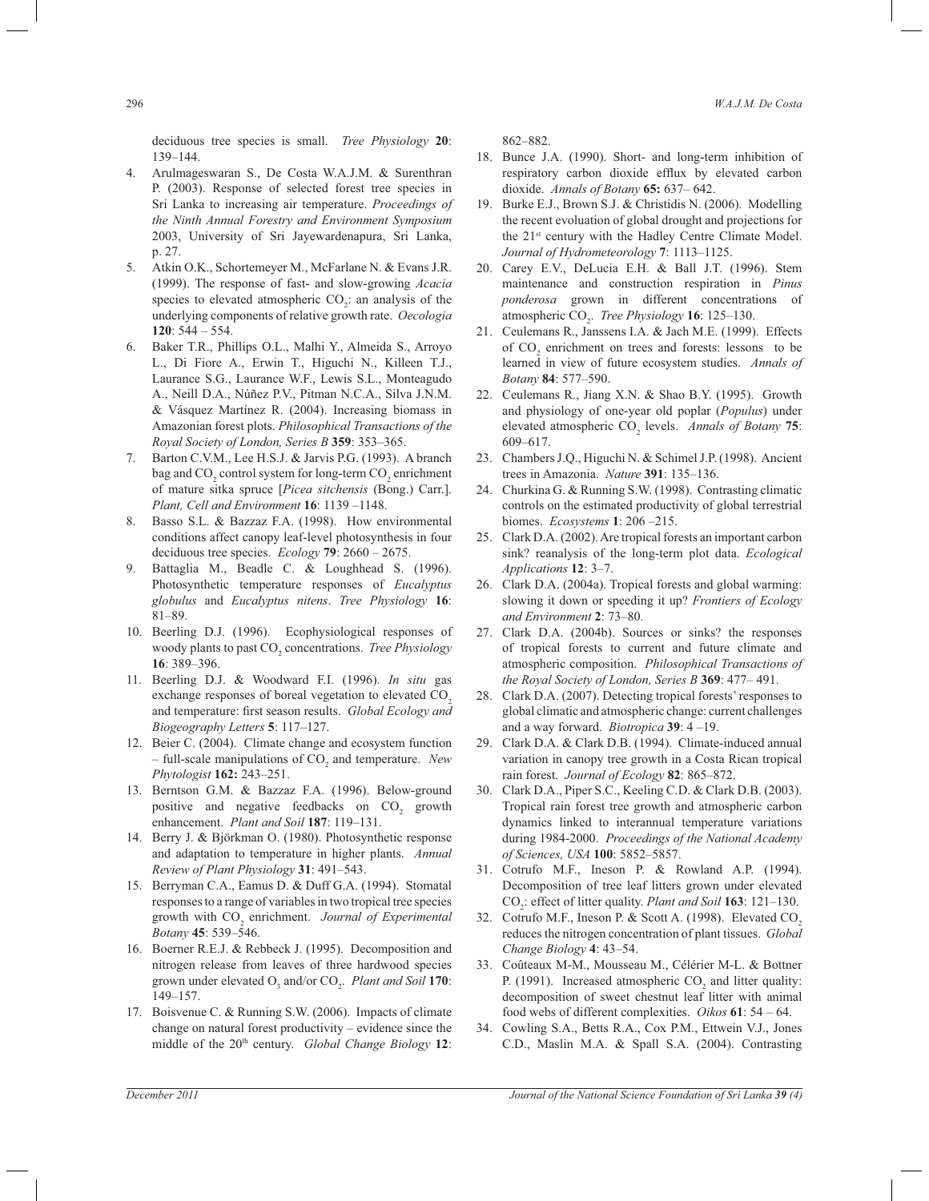deciduous tree species is small. *Tree Physiology* **20**: 139–144.

4. Arulmageswaran S., De Costa W.A.J.M. & Surenthran P. (2003). Response of selected forest tree species in Sri Lanka to increasing air temperature. *Proceedings of the Ninth Annual Forestry and Environment Symposium* 2003, University of Sri Jayewardenapura, Sri Lanka, p. 27.
5. Atkin O.K., Schortemeyer M., McFarlane N. & Evans J.R. (1999). The response of fast- and slow-growing *Acacia* species to elevated atmospheric $CO_2$: an analysis of the underlying components of relative growth rate. *Oecologia* **120**: 544 – 554.
6. Baker T.R., Phillips O.L., Malhi Y., Almeida S., Arroyo L., Di Fiore A., Erwin T., Higuchi N., Killeen T.J., Laurance S.G., Laurance W.F., Lewis S.L., Monteagudo A., Neill D.A., Núñez P.V., Pitman N.C.A., Silva J.N.M. & Vásquez Martínez R. (2004). Increasing biomass in Amazonian forest plots. *Philosophical Transactions of the Royal Society of London, Series B* **359**: 353–365.
7. Barton C.V.M., Lee H.S.J. & Jarvis P.G. (1993). A branch bag and $CO_2$ control system for long-term $CO_2$ enrichment of mature sitka spruce [*Picea sitchensis* (Bong.) Carr.]. *Plant, Cell and Environment* **16**: 1139 –1148.
8. Basso S.L. & Bazzaz F.A. (1998). How environmental conditions affect canopy leaf-level photosynthesis in four deciduous tree species. *Ecology* **79**: 2660 – 2675.
9. Battaglia M., Beadle C. & Loughhead S. (1996). Photosynthetic temperature responses of *Eucalyptus globulus* and *Eucalyptus nitens*. *Tree Physiology* **16**: 81–89.
10. Beerling D.J. (1996). Ecophysiological responses of woody plants to past $CO_2$ concentrations. *Tree Physiology* **16**: 389–396.
11. Beerling D.J. & Woodward F.I. (1996). *In situ* gas exchange responses of boreal vegetation to elevated $CO_2$ and temperature: first season results. *Global Ecology and Biogeography Letters* **5**: 117–127.
12. Beier C. (2004). Climate change and ecosystem function – full-scale manipulations of $CO_2$ and temperature. *New Phytologist* **162:** 243–251.
13. Berntson G.M. & Bazzaz F.A. (1996). Below-ground positive and negative feedbacks on $CO_2$ growth enhancement. *Plant and Soil* **187**: 119–131.
14. Berry J. & Björkman O. (1980). Photosynthetic response and adaptation to temperature in higher plants. *Annual Review of Plant Physiology* **31**: 491–543.
15. Berryman C.A., Eamus D. & Duff G.A. (1994). Stomatal responses to a range of variables in two tropical tree species growth with $CO_2$ enrichment. *Journal of Experimental Botany* **45**: 539–546.
16. Boerner R.E.J. & Rebbeck J. (1995). Decomposition and nitrogen release from leaves of three hardwood species grown under elevated $O_3$ and/or $CO_2$. *Plant and Soil* **170**: 149–157.
17. Boisvenue C. & Running S.W. (2006). Impacts of climate change on natural forest productivity – evidence since the middle of the 20th century. *Global Change Biology* **12**: 862–882.
18. Bunce J.A. (1990). Short- and long-term inhibition of respiratory carbon dioxide efflux by elevated carbon dioxide. *Annals of Botany* **65:** 637– 642.
19. Burke E.J., Brown S.J. & Christidis N. (2006). Modelling the recent evoluation of global drought and projections for the 21st century with the Hadley Centre Climate Model. *Journal of Hydrometeorology* **7**: 1113–1125.
20. Carey E.V., DeLucia E.H. & Ball J.T. (1996). Stem maintenance and construction respiration in *Pinus ponderosa* grown in different concentrations of atmospheric $CO_2$. *Tree Physiology* **16**: 125–130.
21. Ceulemans R., Janssens I.A. & Jach M.E. (1999). Effects of $CO_2$ enrichment on trees and forests: lessons to be learned in view of future ecosystem studies. *Annals of Botany* **84**: 577–590.
22. Ceulemans R., Jiang X.N. & Shao B.Y. (1995). Growth and physiology of one-year old poplar (*Populus*) under elevated atmospheric $CO_2$ levels. *Annals of Botany* **75**: 609–617.
23. Chambers J.Q., Higuchi N. & Schimel J.P. (1998). Ancient trees in Amazonia. *Nature* **391**: 135–136.
24. Churkina G. & Running S.W. (1998). Contrasting climatic controls on the estimated productivity of global terrestrial biomes. *Ecosystems* **1**: 206 –215.
25. Clark D.A. (2002). Are tropical forests an important carbon sink? reanalysis of the long-term plot data. *Ecological Applications* **12**: 3–7.
26. Clark D.A. (2004a). Tropical forests and global warming: slowing it down or speeding it up? *Frontiers of Ecology and Environment* **2**: 73–80.
27. Clark D.A. (2004b). Sources or sinks? the responses of tropical forests to current and future climate and atmospheric composition. *Philosophical Transactions of the Royal Society of London, Series B* **369**: 477– 491.
28. Clark D.A. (2007). Detecting tropical forests' responses to global climatic and atmospheric change: current challenges and a way forward. *Biotropica* **39**: 4 –19.
29. Clark D.A. & Clark D.B. (1994). Climate-induced annual variation in canopy tree growth in a Costa Rican tropical rain forest. *Journal of Ecology* **82**: 865–872.
30. Clark D.A., Piper S.C., Keeling C.D. & Clark D.B. (2003). Tropical rain forest tree growth and atmospheric carbon dynamics linked to interannual temperature variations during 1984-2000. *Proceedings of the National Academy of Sciences, USA* **100**: 5852–5857.
31. Cotrufo M.F., Ineson P. & Rowland A.P. (1994). Decomposition of tree leaf litters grown under elevated $CO_2$: effect of litter quality. *Plant and Soil* **163**: 121–130.
32. Cotrufo M.F., Ineson P. & Scott A. (1998). Elevated $CO_2$ reduces the nitrogen concentration of plant tissues. *Global Change Biology* **4**: 43–54.
33. Coûteaux M-M., Mousseau M., Célérier M-L. & Bottner P. (1991). Increased atmospheric $CO_2$ and litter quality: decomposition of sweet chestnut leaf litter with animal food webs of different complexities. *Oikos* **61**: 54 – 64.
34. Cowling S.A., Betts R.A., Cox P.M., Ettwein V.J., Jones C.D., Maslin M.A. & Spall S.A. (2004). Contrasting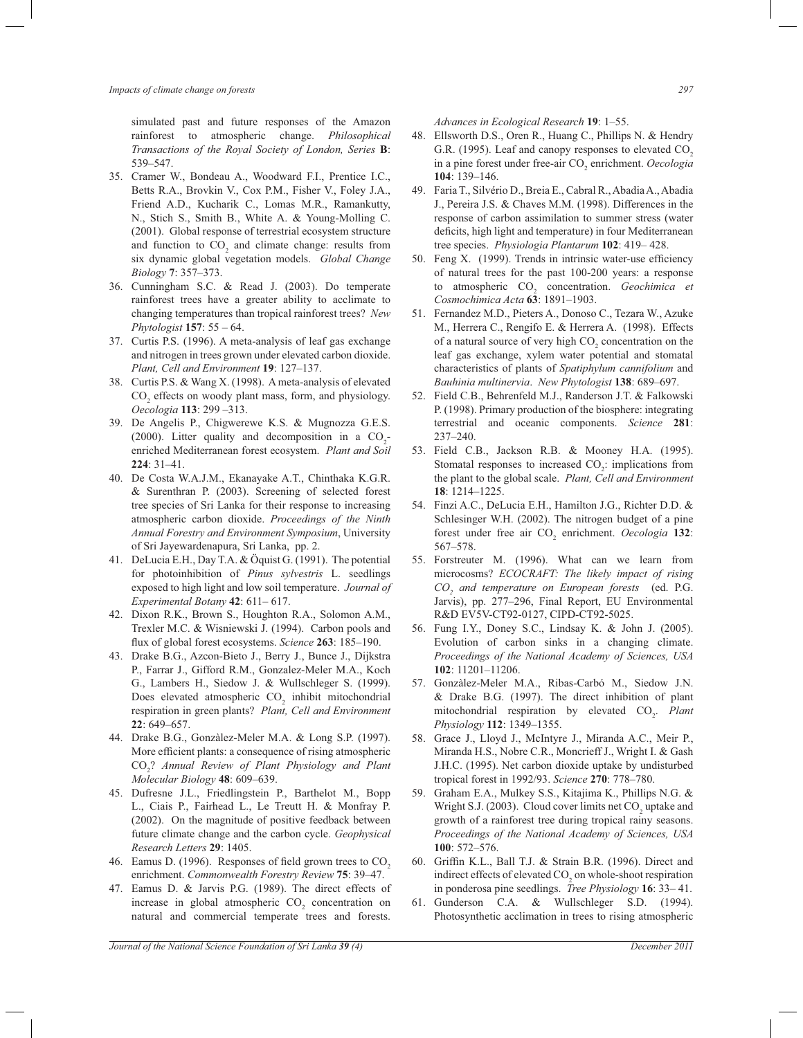simulated past and future responses of the Amazon rainforest to atmospheric change. *Philosophical Transactions of the Royal Society of London, Series* **B**: 539–547.

35. Cramer W., Bondeau A., Woodward F.I., Prentice I.C., Betts R.A., Brovkin V., Cox P.M., Fisher V., Foley J.A., Friend A.D., Kucharik C., Lomas M.R., Ramankutty, N., Stich S., Smith B., White A. & Young-Molling C. (2001). Global response of terrestrial ecosystem structure and function to $CO_2$ and climate change: results from six dynamic global vegetation models. *Global Change Biology* **7**: 357–373.
36. Cunningham S.C. & Read J. (2003). Do temperate rainforest trees have a greater ability to acclimate to changing temperatures than tropical rainforest trees? *New Phytologist* **157**: 55 – 64.
37. Curtis P.S. (1996). A meta-analysis of leaf gas exchange and nitrogen in trees grown under elevated carbon dioxide. *Plant, Cell and Environment* **19**: 127–137.
38. Curtis P.S. & Wang X. (1998). A meta-analysis of elevated $CO_2$ effects on woody plant mass, form, and physiology. *Oecologia* **113**: 299 –313.
39. De Angelis P., Chigwerewe K.S. & Mugnozza G.E.S. (2000). Litter quality and decomposition in a $CO_2$-enriched Mediterranean forest ecosystem. *Plant and Soil* **224**: 31–41.
40. De Costa W.A.J.M., Ekanayake A.T., Chinthaka K.G.R. & Surenthran P. (2003). Screening of selected forest tree species of Sri Lanka for their response to increasing atmospheric carbon dioxide. *Proceedings of the Ninth Annual Forestry and Environment Symposium*, University of Sri Jayewardenapura, Sri Lanka, pp. 2.
41. DeLucia E.H., Day T.A. & Öquist G. (1991). The potential for photoinhibition of *Pinus sylvestris* L. seedlings exposed to high light and low soil temperature. *Journal of Experimental Botany* **42**: 611– 617.
42. Dixon R.K., Brown S., Houghton R.A., Solomon A.M., Trexler M.C. & Wisniewski J. (1994). Carbon pools and flux of global forest ecosystems. *Science* **263**: 185–190.
43. Drake B.G., Azcon-Bieto J., Berry J., Bunce J., Dijkstra P., Farrar J., Gifford R.M., Gonzalez-Meler M.A., Koch G., Lambers H., Siedow J. & Wullschleger S. (1999). Does elevated atmospheric $CO_2$ inhibit mitochondrial respiration in green plants? *Plant, Cell and Environment* **22**: 649–657.
44. Drake B.G., Gonzàlez-Meler M.A. & Long S.P. (1997). More efficient plants: a consequence of rising atmospheric $CO_2$? *Annual Review of Plant Physiology and Plant Molecular Biology* **48**: 609–639.
45. Dufresne J.L., Friedlingstein P., Barthelot M., Bopp L., Ciais P., Fairhead L., Le Treutt H. & Monfray P. (2002). On the magnitude of positive feedback between future climate change and the carbon cycle. *Geophysical Research Letters* **29**: 1405.
46. Eamus D. (1996). Responses of field grown trees to $CO_2$ enrichment. *Commonwealth Forestry Review* **75**: 39–47.
47. Eamus D. & Jarvis P.G. (1989). The direct effects of increase in global atmospheric $CO_2$ concentration on natural and commercial temperate trees and forests. *Advances in Ecological Research* **19**: 1–55.
48. Ellsworth D.S., Oren R., Huang C., Phillips N. & Hendry G.R. (1995). Leaf and canopy responses to elevated $CO_2$ in a pine forest under free-air $CO_2$ enrichment. *Oecologia* **104**: 139–146.
49. Faria T., Silvério D., Breia E., Cabral R., Abadia A., Abadia J., Pereira J.S. & Chaves M.M. (1998). Differences in the response of carbon assimilation to summer stress (water deficits, high light and temperature) in four Mediterranean tree species. *Physiologia Plantarum* **102**: 419– 428.
50. Feng X. (1999). Trends in intrinsic water-use efficiency of natural trees for the past 100-200 years: a response to atmospheric $CO_2$ concentration. *Geochimica et Cosmochimica Acta* **63**: 1891–1903.
51. Fernandez M.D., Pieters A., Donoso C., Tezara W., Azuke M., Herrera C., Rengifo E. & Herrera A. (1998). Effects of a natural source of very high $CO_2$ concentration on the leaf gas exchange, xylem water potential and stomatal characteristics of plants of *Spatiphylum cannifolium* and *Bauhinia multinervia*. *New Phytologist* **138**: 689–697.
52. Field C.B., Behrenfeld M.J., Randerson J.T. & Falkowski P. (1998). Primary production of the biosphere: integrating terrestrial and oceanic components. *Science* **281**: 237–240.
53. Field C.B., Jackson R.B. & Mooney H.A. (1995). Stomatal responses to increased $CO_2$: implications from the plant to the global scale. *Plant, Cell and Environment* **18**: 1214–1225.
54. Finzi A.C., DeLucia E.H., Hamilton J.G., Richter D.D. & Schlesinger W.H. (2002). The nitrogen budget of a pine forest under free air $CO_2$ enrichment. *Oecologia* **132**: 567–578.
55. Forstreuter M. (1996). What can we learn from microcosms? *ECOCRAFT: The likely impact of rising $CO_2$ and temperature on European forests* (ed. P.G. Jarvis), pp. 277–296, Final Report, EU Environmental R&D EV5V-CT92-0127, CIPD-CT92-5025.
56. Fung I.Y., Doney S.C., Lindsay K. & John J. (2005). Evolution of carbon sinks in a changing climate. *Proceedings of the National Academy of Sciences, USA* **102**: 11201–11206.
57. Gonzàlez-Meler M.A., Ribas-Carbó M., Siedow J.N. & Drake B.G. (1997). The direct inhibition of plant mitochondrial respiration by elevated $CO_2$. *Plant Physiology* **112**: 1349–1355.
58. Grace J., Lloyd J., McIntyre J., Miranda A.C., Meir P., Miranda H.S., Nobre C.R., Moncrieff J., Wright I. & Gash J.H.C. (1995). Net carbon dioxide uptake by undisturbed tropical forest in 1992/93. *Science* **270**: 778–780.
59. Graham E.A., Mulkey S.S., Kitajima K., Phillips N.G. & Wright S.J. (2003). Cloud cover limits net $CO_2$ uptake and growth of a rainforest tree during tropical rainy seasons. *Proceedings of the National Academy of Sciences, USA* **100**: 572–576.
60. Griffin K.L., Ball T.J. & Strain B.R. (1996). Direct and indirect effects of elevated $CO_2$ on whole-shoot respiration in ponderosa pine seedlings. *Tree Physiology* **16**: 33– 41.
61. Gunderson C.A. & Wullschleger S.D. (1994). Photosynthetic acclimation in trees to rising atmospheric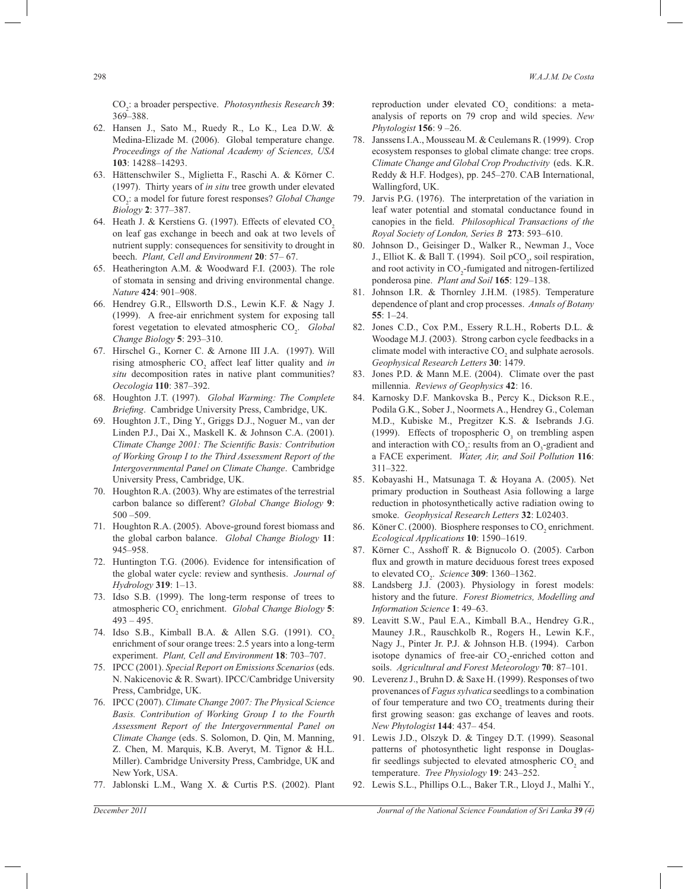$CO_2$: a broader perspective. *Photosynthesis Research* **39**: 369–388.

62. Hansen J., Sato M., Ruedy R., Lo K., Lea D.W. & Medina-Elizade M. (2006). Global temperature change. *Proceedings of the National Academy of Sciences, USA* **103**: 14288–14293.
63. Hättenschwiler S., Miglietta F., Raschi A. & Körner C. (1997). Thirty years of *in situ* tree growth under elevated $CO_2$: a model for future forest responses? *Global Change Biology* **2**: 377–387.
64. Heath J. & Kerstiens G. (1997). Effects of elevated $CO_2$ on leaf gas exchange in beech and oak at two levels of nutrient supply: consequences for sensitivity to drought in beech. *Plant, Cell and Environment* **20**: 57– 67.
65. Heatherington A.M. & Woodward F.I. (2003). The role of stomata in sensing and driving environmental change. *Nature* **424**: 901–908.
66. Hendrey G.R., Ellsworth D.S., Lewin K.F. & Nagy J. (1999). A free-air enrichment system for exposing tall forest vegetation to elevated atmospheric $CO_2$. *Global Change Biology* **5**: 293–310.
67. Hirschel G., Korner C. & Arnone III J.A. (1997). Will rising atmospheric $CO_2$ affect leaf litter quality and *in situ* decomposition rates in native plant communities? *Oecologia* **110**: 387–392.
68. Houghton J.T. (1997). *Global Warming: The Complete Briefing*. Cambridge University Press, Cambridge, UK.
69. Houghton J.T., Ding Y., Griggs D.J., Noguer M., van der Linden P.J., Dai X., Maskell K. & Johnson C.A. (2001). *Climate Change 2001: The Scientific Basis: Contribution of Working Group I to the Third Assessment Report of the Intergovernmental Panel on Climate Change*. Cambridge University Press, Cambridge, UK.
70. Houghton R.A. (2003). Why are estimates of the terrestrial carbon balance so different? *Global Change Biology* **9**: 500 –509.
71. Houghton R.A. (2005). Above-ground forest biomass and the global carbon balance. *Global Change Biology* **11**: 945–958.
72. Huntington T.G. (2006). Evidence for intensification of the global water cycle: review and synthesis. *Journal of Hydrology* **319**: 1–13.
73. Idso S.B. (1999). The long-term response of trees to atmospheric $CO_2$ enrichment. *Global Change Biology* **5**: 493 – 495.
74. Idso S.B., Kimball B.A. & Allen S.G. (1991). $CO_2$ enrichment of sour orange trees: 2.5 years into a long-term experiment. *Plant, Cell and Environment* **18**: 703–707.
75. IPCC (2001). *Special Report on Emissions Scenarios* (eds. N. Nakicenovic & R. Swart). IPCC/Cambridge University Press, Cambridge, UK.
76. IPCC (2007). *Climate Change 2007: The Physical Science Basis. Contribution of Working Group I to the Fourth Assessment Report of the Intergovernmental Panel on Climate Change* (eds. S. Solomon, D. Qin, M. Manning, Z. Chen, M. Marquis, K.B. Averyt, M. Tignor & H.L. Miller). Cambridge University Press, Cambridge, UK and New York, USA.
77. Jablonski L.M., Wang X. & Curtis P.S. (2002). Plant reproduction under elevated $CO_2$ conditions: a meta-analysis of reports on 79 crop and wild species. *New Phytologist* **156**: 9 –26.
78. Janssens I.A., Mousseau M. & Ceulemans R. (1999). Crop ecosystem responses to global climate change: tree crops. *Climate Change and Global Crop Productivity* (eds. K.R. Reddy & H.F. Hodges), pp. 245–270. CAB International, Wallingford, UK.
79. Jarvis P.G. (1976). The interpretation of the variation in leaf water potential and stomatal conductance found in canopies in the field. *Philosophical Transactions of the Royal Society of London, Series B* **273**: 593–610.
80. Johnson D., Geisinger D., Walker R., Newman J., Voce J., Elliot K. & Ball T. (1994). Soil $pCO_2$, soil respiration, and root activity in $CO_2$-fumigated and nitrogen-fertilized ponderosa pine. *Plant and Soil* **165**: 129–138.
81. Johnson I.R. & Thornley J.H.M. (1985). Temperature dependence of plant and crop processes. *Annals of Botany* **55**: 1–24.
82. Jones C.D., Cox P.M., Essery R.L.H., Roberts D.L. & Woodage M.J. (2003). Strong carbon cycle feedbacks in a climate model with interactive $CO_2$ and sulphate aerosols. *Geophysical Research Letters* **30**: 1479.
83. Jones P.D. & Mann M.E. (2004). Climate over the past millennia. *Reviews of Geophysics* **42**: 16.
84. Karnosky D.F. Mankovska B., Percy K., Dickson R.E., Podila G.K., Sober J., Noormets A., Hendrey G., Coleman M.D., Kubiske M., Pregitzer K.S. & Isebrands J.G. (1999). Effects of tropospheric $O_3$ on trembling aspen and interaction with $CO_2$: results from an $O_3$-gradient and a FACE experiment. *Water, Air, and Soil Pollution* **116**: 311–322.
85. Kobayashi H., Matsunaga T. & Hoyana A. (2005). Net primary production in Southeast Asia following a large reduction in photosynthetically active radiation owing to smoke. *Geophysical Research Letters* **32**: L02403.
86. Köner C. (2000). Biosphere responses to $CO_2$ enrichment. *Ecological Applications* **10**: 1590–1619.
87. Körner C., Asshoff R. & Bignucolo O. (2005). Carbon flux and growth in mature deciduous forest trees exposed to elevated $CO_2$. *Science* **309**: 1360–1362.
88. Landsberg J.J. (2003). Physiology in forest models: history and the future. *Forest Biometrics, Modelling and Information Science* **1**: 49–63.
89. Leavitt S.W., Paul E.A., Kimball B.A., Hendrey G.R., Mauney J.R., Rauschkolb R., Rogers H., Lewin K.F., Nagy J., Pinter Jr. P.J. & Johnson H.B. (1994). Carbon isotope dynamics of free-air $CO_2$-enriched cotton and soils. *Agricultural and Forest Meteorology* **70**: 87–101.
90. Leverenz J., Bruhn D. & Saxe H. (1999). Responses of two provenances of *Fagus sylvatica* seedlings to a combination of four temperature and two $CO_2$ treatments during their first growing season: gas exchange of leaves and roots. *New Phytologist* **144**: 437– 454.
91. Lewis J.D., Olszyk D. & Tingey D.T. (1999). Seasonal patterns of photosynthetic light response in Douglas-fir seedlings subjected to elevated atmospheric $CO_2$ and temperature. *Tree Physiology* **19**: 243–252.
92. Lewis S.L., Phillips O.L., Baker T.R., Lloyd J., Malhi Y.,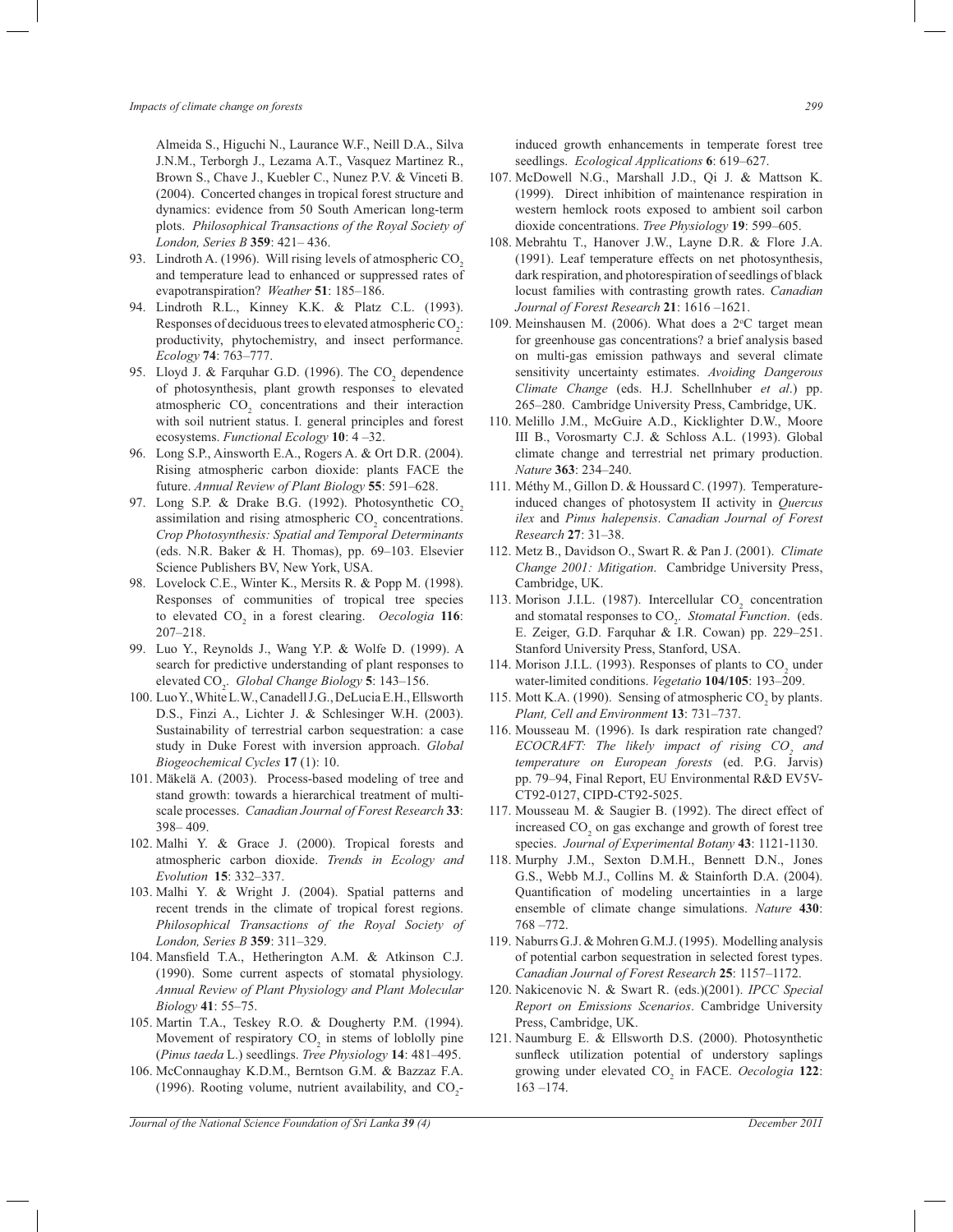Almeida S., Higuchi N., Laurance W.F., Neill D.A., Silva J.N.M., Terborgh J., Lezama A.T., Vasquez Martinez R., Brown S., Chave J., Kuebler C., Nunez P.V. & Vinceti B. (2004). Concerted changes in tropical forest structure and dynamics: evidence from 50 South American long-term plots. *Philosophical Transactions of the Royal Society of London, Series B* **359**: 421– 436.

93. Lindroth A. (1996). Will rising levels of atmospheric $CO_2$ and temperature lead to enhanced or suppressed rates of evapotranspiration? *Weather* **51**: 185–186.
94. Lindroth R.L., Kinney K.K. & Platz C.L. (1993). Responses of deciduous trees to elevated atmospheric $CO_2$: productivity, phytochemistry, and insect performance. *Ecology* **74**: 763–777.
95. Lloyd J. & Farquhar G.D. (1996). The $CO_2$ dependence of photosynthesis, plant growth responses to elevated atmospheric $CO_2$ concentrations and their interaction with soil nutrient status. I. general principles and forest ecosystems. *Functional Ecology* **10**: 4 –32.
96. Long S.P., Ainsworth E.A., Rogers A. & Ort D.R. (2004). Rising atmospheric carbon dioxide: plants FACE the future. *Annual Review of Plant Biology* **55**: 591–628.
97. Long S.P. & Drake B.G. (1992). Photosynthetic $CO_2$ assimilation and rising atmospheric $CO_2$ concentrations. *Crop Photosynthesis: Spatial and Temporal Determinants* (eds. N.R. Baker & H. Thomas), pp. 69–103. Elsevier Science Publishers BV, New York, USA.
98. Lovelock C.E., Winter K., Mersits R. & Popp M. (1998). Responses of communities of tropical tree species to elevated $CO_2$ in a forest clearing. *Oecologia* **116**: 207–218.
99. Luo Y., Reynolds J., Wang Y.P. & Wolfe D. (1999). A search for predictive understanding of plant responses to elevated $CO_2$. *Global Change Biology* **5**: 143–156.
100. Luo Y., White L.W., Canadell J.G., DeLucia E.H., Ellsworth D.S., Finzi A., Lichter J. & Schlesinger W.H. (2003). Sustainability of terrestrial carbon sequestration: a case study in Duke Forest with inversion approach. *Global Biogeochemical Cycles* **17** (1): 10.
101. Mäkelä A. (2003). Process-based modeling of tree and stand growth: towards a hierarchical treatment of multi-scale processes. *Canadian Journal of Forest Research* **33**: 398– 409.
102. Malhi Y. & Grace J. (2000). Tropical forests and atmospheric carbon dioxide. *Trends in Ecology and Evolution* **15**: 332–337.
103. Malhi Y. & Wright J. (2004). Spatial patterns and recent trends in the climate of tropical forest regions. *Philosophical Transactions of the Royal Society of London, Series B* **359**: 311–329.
104. Mansfield T.A., Hetherington A.M. & Atkinson C.J. (1990). Some current aspects of stomatal physiology. *Annual Review of Plant Physiology and Plant Molecular Biology* **41**: 55–75.
105. Martin T.A., Teskey R.O. & Dougherty P.M. (1994). Movement of respiratory $CO_2$ in stems of loblolly pine (*Pinus taeda* L.) seedlings. *Tree Physiology* **14**: 481–495.
106. McConnaughay K.D.M., Berntson G.M. & Bazzaz F.A. (1996). Rooting volume, nutrient availability, and $CO_2$-induced growth enhancements in temperate forest tree seedlings. *Ecological Applications* **6**: 619–627.
107. McDowell N.G., Marshall J.D., Qi J. & Mattson K. (1999). Direct inhibition of maintenance respiration in western hemlock roots exposed to ambient soil carbon dioxide concentrations. *Tree Physiology* **19**: 599–605.
108. Mebrahtu T., Hanover J.W., Layne D.R. & Flore J.A. (1991). Leaf temperature effects on net photosynthesis, dark respiration, and photorespiration of seedlings of black locust families with contrasting growth rates. *Canadian Journal of Forest Research* **21**: 1616 –1621.
109. Meinshausen M. (2006). What does a 2°C target mean for greenhouse gas concentrations? a brief analysis based on multi-gas emission pathways and several climate sensitivity uncertainty estimates. *Avoiding Dangerous Climate Change* (eds. H.J. Schellnhuber *et al*.) pp. 265–280. Cambridge University Press, Cambridge, UK.
110. Melillo J.M., McGuire A.D., Kicklighter D.W., Moore III B., Vorosmarty C.J. & Schloss A.L. (1993). Global climate change and terrestrial net primary production. *Nature* **363**: 234–240.
111. Méthy M., Gillon D. & Houssard C. (1997). Temperature-induced changes of photosystem II activity in *Quercus ilex* and *Pinus halepensis*. *Canadian Journal of Forest Research* **27**: 31–38.
112. Metz B., Davidson O., Swart R. & Pan J. (2001). *Climate Change 2001: Mitigation*. Cambridge University Press, Cambridge, UK.
113. Morison J.I.L. (1987). Intercellular $CO_2$ concentration and stomatal responses to $CO_2$. *Stomatal Function*. (eds. E. Zeiger, G.D. Farquhar & I.R. Cowan) pp. 229–251. Stanford University Press, Stanford, USA.
114. Morison J.I.L. (1993). Responses of plants to $CO_2$ under water-limited conditions. *Vegetatio* **104/105**: 193–209.
115. Mott K.A. (1990). Sensing of atmospheric $CO_2$ by plants. *Plant, Cell and Environment* **13**: 731–737.
116. Mousseau M. (1996). Is dark respiration rate changed? *ECOCRAFT: The likely impact of rising $CO_2$ and temperature on European forests* (ed. P.G. Jarvis) pp. 79–94, Final Report, EU Environmental R&D EV5V-CT92-0127, CIPD-CT92-5025.
117. Mousseau M. & Saugier B. (1992). The direct effect of increased $CO_2$ on gas exchange and growth of forest tree species. *Journal of Experimental Botany* **43**: 1121-1130.
118. Murphy J.M., Sexton D.M.H., Bennett D.N., Jones G.S., Webb M.J., Collins M. & Stainforth D.A. (2004). Quantification of modeling uncertainties in a large ensemble of climate change simulations. *Nature* **430**: 768 –772.
119. Naburrs G.J. & Mohren G.M.J. (1995). Modelling analysis of potential carbon sequestration in selected forest types. *Canadian Journal of Forest Research* **25**: 1157–1172.
120. Nakicenovic N. & Swart R. (eds.)(2001). *IPCC Special Report on Emissions Scenarios*. Cambridge University Press, Cambridge, UK.
121. Naumburg E. & Ellsworth D.S. (2000). Photosynthetic sunfleck utilization potential of understory saplings growing under elevated $CO_2$ in FACE. *Oecologia* **122**: 163 –174.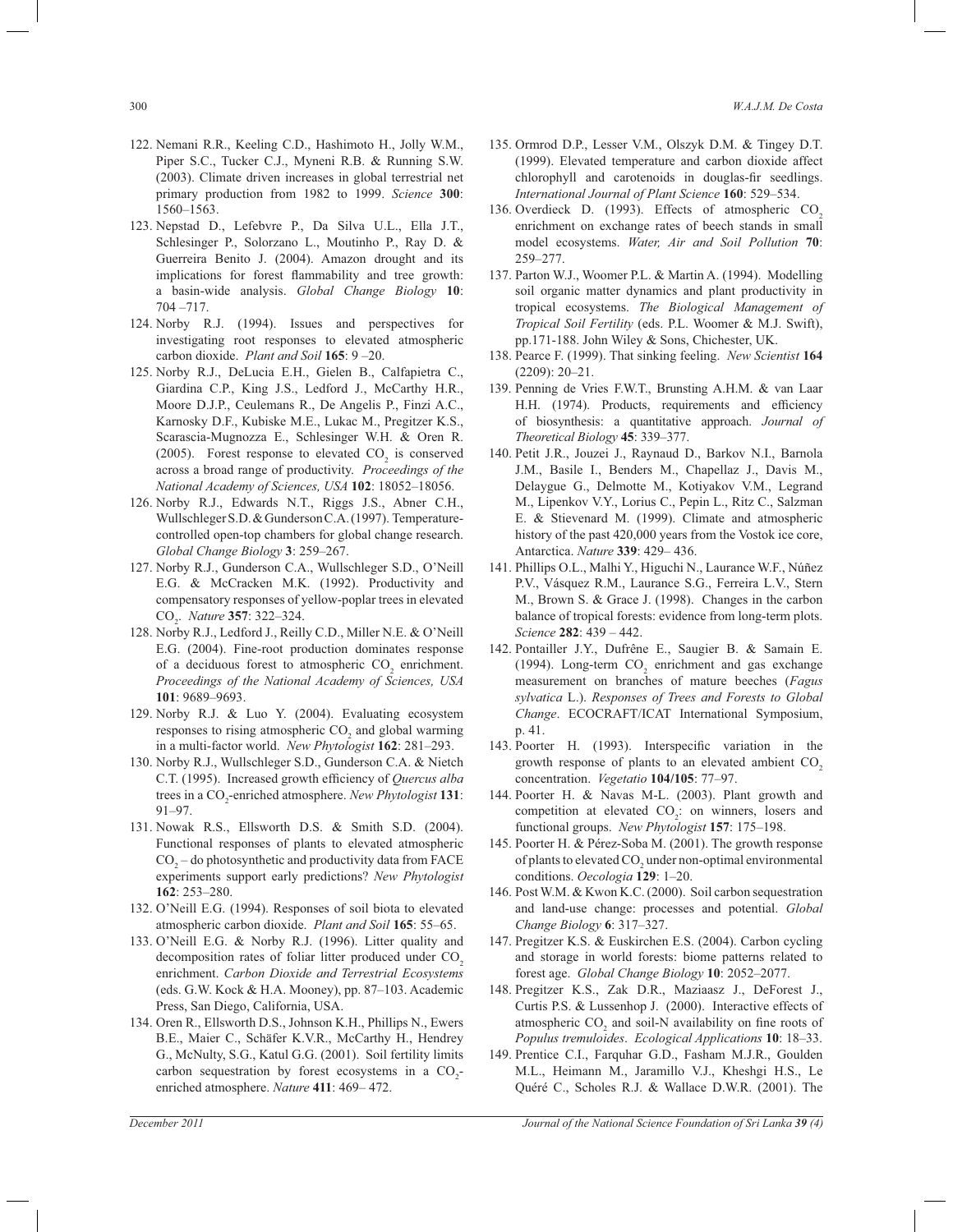122. Nemani R.R., Keeling C.D., Hashimoto H., Jolly W.M., Piper S.C., Tucker C.J., Myneni R.B. & Running S.W. (2003). Climate driven increases in global terrestrial net primary production from 1982 to 1999. *Science* **300**: 1560–1563.

123. Nepstad D., Lefebvre P., Da Silva U.L., Ella J.T., Schlesinger P., Solorzano L., Moutinho P., Ray D. & Guerreira Benito J. (2004). Amazon drought and its implications for forest flammability and tree growth: a basin-wide analysis. *Global Change Biology* **10**: 704 –717.

124. Norby R.J. (1994). Issues and perspectives for investigating root responses to elevated atmospheric carbon dioxide. *Plant and Soil* **165**: 9 –20.

125. Norby R.J., DeLucia E.H., Gielen B., Calfapietra C., Giardina C.P., King J.S., Ledford J., McCarthy H.R., Moore D.J.P., Ceulemans R., De Angelis P., Finzi A.C., Karnosky D.F., Kubiske M.E., Lukac M., Pregitzer K.S., Scarascia-Mugnozza E., Schlesinger W.H. & Oren R. (2005). Forest response to elevated $CO_2$ is conserved across a broad range of productivity. *Proceedings of the National Academy of Sciences, USA* **102**: 18052–18056.

126. Norby R.J., Edwards N.T., Riggs J.S., Abner C.H., Wullschleger S.D. & Gunderson C.A. (1997). Temperature-controlled open-top chambers for global change research. *Global Change Biology* **3**: 259–267.

127. Norby R.J., Gunderson C.A., Wullschleger S.D., O'Neill E.G. & McCracken M.K. (1992). Productivity and compensatory responses of yellow-poplar trees in elevated $CO_2$. *Nature* **357**: 322–324.

128. Norby R.J., Ledford J., Reilly C.D., Miller N.E. & O'Neill E.G. (2004). Fine-root production dominates response of a deciduous forest to atmospheric $CO_2$ enrichment. *Proceedings of the National Academy of Sciences, USA* **101**: 9689–9693.

129. Norby R.J. & Luo Y. (2004). Evaluating ecosystem responses to rising atmospheric $CO_2$ and global warming in a multi-factor world. *New Phytologist* **162**: 281–293.

130. Norby R.J., Wullschleger S.D., Gunderson C.A. & Nietch C.T. (1995). Increased growth efficiency of *Quercus alba* trees in a $CO_2$-enriched atmosphere. *New Phytologist* **131**: 91–97.

131. Nowak R.S., Ellsworth D.S. & Smith S.D. (2004). Functional responses of plants to elevated atmospheric $CO_2$ – do photosynthetic and productivity data from FACE experiments support early predictions? *New Phytologist* **162**: 253–280.

132. O'Neill E.G. (1994). Responses of soil biota to elevated atmospheric carbon dioxide. *Plant and Soil* **165**: 55–65.

133. O'Neill E.G. & Norby R.J. (1996). Litter quality and decomposition rates of foliar litter produced under $CO_2$ enrichment. *Carbon Dioxide and Terrestrial Ecosystems* (eds. G.W. Kock & H.A. Mooney), pp. 87–103. Academic Press, San Diego, California, USA.

134. Oren R., Ellsworth D.S., Johnson K.H., Phillips N., Ewers B.E., Maier C., Schäfer K.V.R., McCarthy H., Hendrey G., McNulty, S.G., Katul G.G. (2001). Soil fertility limits carbon sequestration by forest ecosystems in a $CO_2$-enriched atmosphere. *Nature* **411**: 469– 472.

135. Ormrod D.P., Lesser V.M., Olszyk D.M. & Tingey D.T. (1999). Elevated temperature and carbon dioxide affect chlorophyll and carotenoids in douglas-fir seedlings. *International Journal of Plant Science* **160**: 529–534.

136. Overdieck D. (1993). Effects of atmospheric $CO_2$ enrichment on exchange rates of beech stands in small model ecosystems. *Water, Air and Soil Pollution* **70**: 259–277.

137. Parton W.J., Woomer P.L. & Martin A. (1994). Modelling soil organic matter dynamics and plant productivity in tropical ecosystems. *The Biological Management of Tropical Soil Fertility* (eds. P.L. Woomer & M.J. Swift), pp.171-188. John Wiley & Sons, Chichester, UK.

138. Pearce F. (1999). That sinking feeling. *New Scientist* **164** (2209): 20–21.

139. Penning de Vries F.W.T., Brunsting A.H.M. & van Laar H.H. (1974). Products, requirements and efficiency of biosynthesis: a quantitative approach. *Journal of Theoretical Biology* **45**: 339–377.

140. Petit J.R., Jouzei J., Raynaud D., Barkov N.I., Barnola J.M., Basile I., Benders M., Chapellaz J., Davis M., Delaygue G., Delmotte M., Kotiyakov V.M., Legrand M., Lipenkov V.Y., Lorius C., Pepin L., Ritz C., Salzman E. & Stievenard M. (1999). Climate and atmospheric history of the past 420,000 years from the Vostok ice core, Antarctica. *Nature* **339**: 429– 436.

141. Phillips O.L., Malhi Y., Higuchi N., Laurance W.F., Núñez P.V., Vásquez R.M., Laurance S.G., Ferreira L.V., Stern M., Brown S. & Grace J. (1998). Changes in the carbon balance of tropical forests: evidence from long-term plots. *Science* **282**: 439 – 442.

142. Pontailler J.Y., Dufrêne E., Saugier B. & Samain E. (1994). Long-term $CO_2$ enrichment and gas exchange measurement on branches of mature beeches (*Fagus sylvatica* L.). *Responses of Trees and Forests to Global Change*. ECOCRAFT/ICAT International Symposium, p. 41.

143. Poorter H. (1993). Interspecific variation in the growth response of plants to an elevated ambient $CO_2$ concentration. *Vegetatio* **104/105**: 77–97.

144. Poorter H. & Navas M-L. (2003). Plant growth and competition at elevated $CO_2$: on winners, losers and functional groups. *New Phytologist* **157**: 175–198.

145. Poorter H. & Pérez-Soba M. (2001). The growth response of plants to elevated $CO_2$ under non-optimal environmental conditions. *Oecologia* **129**: 1–20.

146. Post W.M. & Kwon K.C. (2000). Soil carbon sequestration and land-use change: processes and potential. *Global Change Biology* **6**: 317–327.

147. Pregitzer K.S. & Euskirchen E.S. (2004). Carbon cycling and storage in world forests: biome patterns related to forest age. *Global Change Biology* **10**: 2052–2077.

148. Pregitzer K.S., Zak D.R., Maziaasz J., DeForest J., Curtis P.S. & Lussenhop J. (2000). Interactive effects of atmospheric $CO_2$ and soil-N availability on fine roots of *Populus tremuloides*. *Ecological Applications* **10**: 18–33.

149. Prentice C.I., Farquhar G.D., Fasham M.J.R., Goulden M.L., Heimann M., Jaramillo V.J., Kheshgi H.S., Le Quéré C., Scholes R.J. & Wallace D.W.R. (2001). The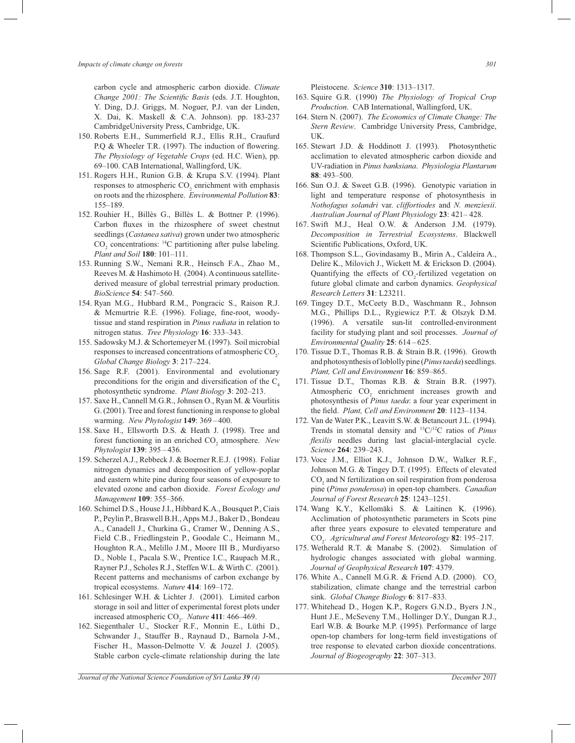carbon cycle and atmospheric carbon dioxide. *Climate Change 2001: The Scientific Basis* (eds. J.T. Houghton, Y. Ding, D.J. Griggs, M. Noguer, P.J. van der Linden, X. Dai, K. Maskell & C.A. Johnson). pp. 183-237 CambridgeUniversity Press, Cambridge, UK.

150. Roberts E.H., Summerfield R.J., Ellis R.H., Craufurd P.Q & Wheeler T.R. (1997). The induction of flowering. *The Physiology of Vegetable Crops* (ed. H.C. Wien), pp. 69–100. CAB International, Wallingford, UK.

151. Rogers H.H., Runion G.B. & Krupa S.V. (1994). Plant responses to atmospheric $CO_2$ enrichment with emphasis on roots and the rhizosphere. *Environmental Pollution* **83**: 155–189.

152. Rouhier H., Billès G., Billès L. & Bottner P. (1996). Carbon fluxes in the rhizosphere of sweet chestnut seedlings (*Castanea sativa*) grown under two atmospheric $CO_2$ concentrations: $^{14}C$ partitioning after pulse labeling. *Plant and Soil* **180**: 101–111.

153. Running S.W., Nemani R.R., Heinsch F.A., Zhao M., Reeves M. & Hashimoto H. (2004). A continuous satellite-derived measure of global terrestrial primary production. *BioScience* **54**: 547–560.

154. Ryan M.G., Hubbard R.M., Pongracic S., Raison R.J. & Mcmurtrie R.E. (1996). Foliage, fine-root, woody-tissue and stand respiration in *Pinus radiata* in relation to nitrogen status. *Tree Physiology* **16**: 333–343.

155. Sadowsky M.J. & Schortemeyer M. (1997). Soil microbial responses to increased concentrations of atmospheric $CO_2$. *Global Change Biology* **3**: 217–224.

156. Sage R.F. (2001). Environmental and evolutionary preconditions for the origin and diversification of the $C_4$ photosynthetic syndrome. *Plant Biology* **3**: 202–213.

157. Saxe H., Cannell M.G.R., Johnsen O., Ryan M. & Vourlitis G. (2001). Tree and forest functioning in response to global warming. *New Phytologist* **149**: 369 – 400.

158. Saxe H., Ellsworth D.S. & Heath J. (1998). Tree and forest functioning in an enriched $CO_2$ atmosphere. *New Phytologist* **139**: 395 – 436.

159. Scherzel A.J., Rebbeck J. & Boerner R.E.J. (1998). Foliar nitrogen dynamics and decomposition of yellow-poplar and eastern white pine during four seasons of exposure to elevated ozone and carbon dioxide. *Forest Ecology and Management* **109**: 355–366.

160. Schimel D.S., House J.I., Hibbard K.A., Bousquet P., Ciais P., Peylin P., Braswell B.H., Apps M.J., Baker D., Bondeau A., Canadell J., Churkina G., Cramer W., Denning A.S., Field C.B., Friedlingstein P., Goodale C., Heimann M., Houghton R.A., Melillo J.M., Moore III B., Murdiyarso D., Noble I., Pacala S.W., Prentice I.C., Raupach M.R., Rayner P.J., Scholes R.J., Steffen W.L. & Wirth C. (2001). Recent patterns and mechanisms of carbon exchange by tropical ecosystems. *Nature* **414**: 169–172.

161. Schlesinger W.H. & Lichter J. (2001). Limited carbon storage in soil and litter of experimental forest plots under increased atmospheric $CO_2$. *Nature* **411**: 466–469.

162. Siegenthaler U., Stocker R.F., Monnin E., Lüthi D., Schwander J., Stauffer B., Raynaud D., Barnola J-M., Fischer H., Masson-Delmotte V. & Jouzel J. (2005). Stable carbon cycle-climate relationship during the late Pleistocene. *Science* **310**: 1313–1317.

163. Squire G.R. (1990) *The Physiology of Tropical Crop Production*. CAB International, Wallingford, UK.

164. Stern N. (2007). *The Economics of Climate Change: The Stern Review*. Cambridge University Press, Cambridge, UK.

165. Stewart J.D. & Hoddinott J. (1993). Photosynthetic acclimation to elevated atmospheric carbon dioxide and UV-radiation in *Pinus banksiana*. *Physiologia Plantarum* **88**: 493–500.

166. Sun O.J. & Sweet G.B. (1996). Genotypic variation in light and temperature response of photosynthesis in *Nothofagus solandri* var. *cliffortiodes* and *N. menziesii*. *Australian Journal of Plant Physiology* **23**: 421– 428.

167. Swift M.J., Heal O.W. & Anderson J.M. (1979). *Decomposition in Terrestrial Ecosystems*. Blackwell Scientific Publications, Oxford, UK.

168. Thompson S.L., Govindasamy B., Mirin A., Caldeira A., Delire K., Milovich J., Wickett M. & Erickson D. (2004). Quantifying the effects of $CO_2$-fertilized vegetation on future global climate and carbon dynamics. *Geophysical Research Letters* **31**: L23211.

169. Tingey D.T., McCeety B.D., Waschmann R., Johnson M.G., Phillips D.L., Rygiewicz P.T. & Olszyk D.M. (1996). A versatile sun-lit controlled-environment facility for studying plant and soil processes. *Journal of Environmental Quality* **25**: 614 – 625.

170. Tissue D.T., Thomas R.B. & Strain B.R. (1996). Growth and photosynthesis of loblolly pine (*Pinus taeda*) seedlings. *Plant, Cell and Environment* **16**: 859–865.

171. Tissue D.T., Thomas R.B. & Strain B.R. (1997). Atmospheric $CO_2$ enrichment increases growth and photosynthesis of *Pinus taeda*: a four year experiment in the field. *Plant, Cell and Environment* **20**: 1123–1134.

172. Van de Water P.K., Leavitt S.W. & Betancourt J.L. (1994). Trends in stomatal density and $^{13}C/^{12}C$ ratios of *Pinus flexilis* needles during last glacial-interglacial cycle. *Science* **264**: 239–243.

173. Voce J.M., Elliot K.J., Johnson D.W., Walker R.F., Johnson M.G. & Tingey D.T. (1995). Effects of elevated $CO_2$ and N fertilization on soil respiration from ponderosa pine (*Pinus ponderosa*) in open-top chambers. *Canadian Journal of Forest Research* **25**: 1243–1251.

174. Wang K.Y., Kellomäki S. & Laitinen K. (1996). Acclimation of photosynthetic parameters in Scots pine after three years exposure to elevated temperature and $CO_2$. *Agricultural and Forest Meteorology* **82**: 195–217.

175. Wetherald R.T. & Manabe S. (2002). Simulation of hydrologic changes associated with global warming. *Journal of Geophysical Research* **107**: 4379.

176. White A., Cannell M.G.R. & Friend A.D. (2000). $CO_2$ stabilization, climate change and the terrestrial carbon sink. *Global Change Biology* **6**: 817–833.

177. Whitehead D., Hogen K.P., Rogers G.N.D., Byers J.N., Hunt J.E., McSeveny T.M., Hollinger D.Y., Dungan R.J., Earl W.B. & Bourke M.P. (1995). Performance of large open-top chambers for long-term field investigations of tree response to elevated carbon dioxide concentrations. *Journal of Biogeography* **22**: 307–313.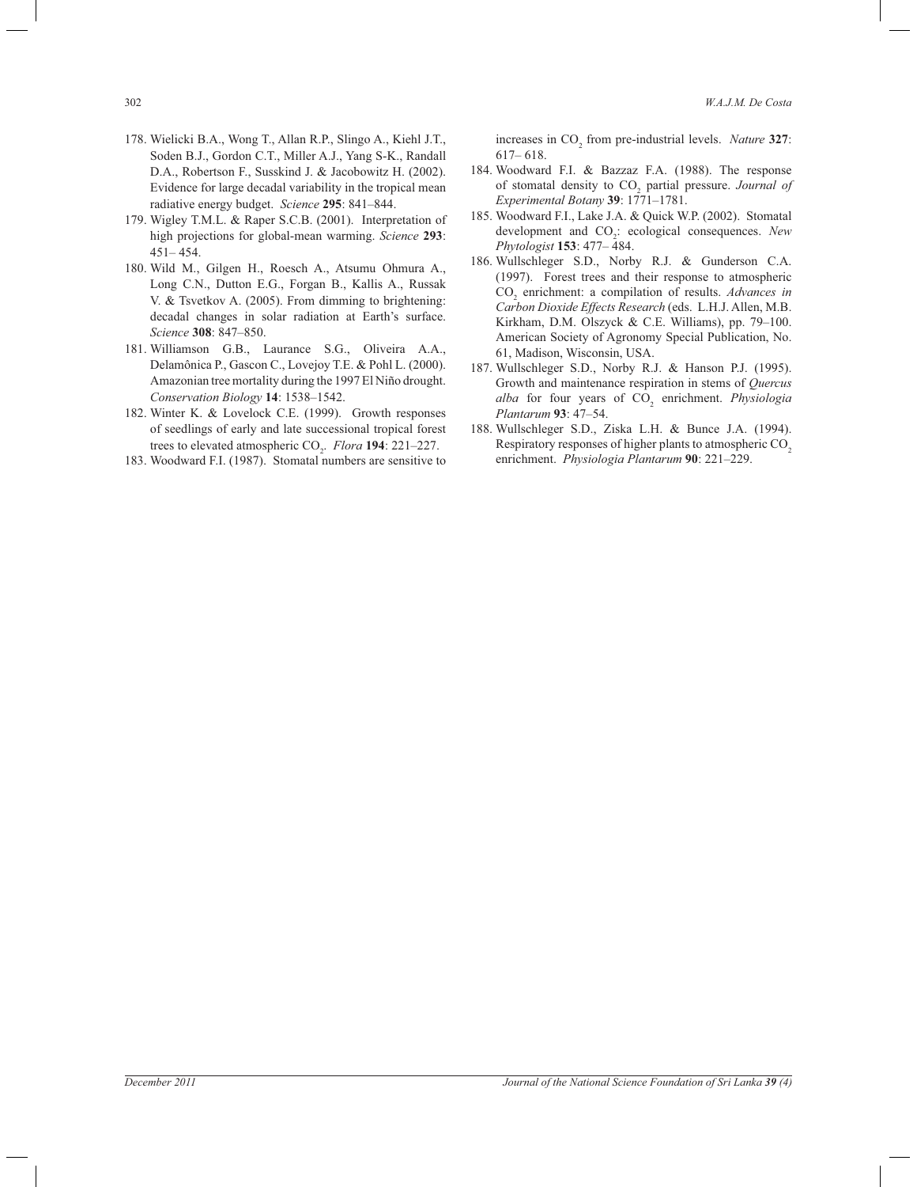178. Wielicki B.A., Wong T., Allan R.P., Slingo A., Kiehl J.T., Soden B.J., Gordon C.T., Miller A.J., Yang S-K., Randall D.A., Robertson F., Susskind J. & Jacobowitz H. (2002). Evidence for large decadal variability in the tropical mean radiative energy budget. *Science* **295**: 841–844.
179. Wigley T.M.L. & Raper S.C.B. (2001). Interpretation of high projections for global-mean warming. *Science* **293**: 451– 454.
180. Wild M., Gilgen H., Roesch A., Atsumu Ohmura A., Long C.N., Dutton E.G., Forgan B., Kallis A., Russak V. & Tsvetkov A. (2005). From dimming to brightening: decadal changes in solar radiation at Earth's surface. *Science* **308**: 847–850.
181. Williamson G.B., Laurance S.G., Oliveira A.A., Delamônica P., Gascon C., Lovejoy T.E. & Pohl L. (2000). Amazonian tree mortality during the 1997 El Niño drought. *Conservation Biology* **14**: 1538–1542.
182. Winter K. & Lovelock C.E. (1999). Growth responses of seedlings of early and late successional tropical forest trees to elevated atmospheric $CO_2$. *Flora* **194**: 221–227.
183. Woodward F.I. (1987). Stomatal numbers are sensitive to increases in $CO_2$ from pre-industrial levels. *Nature* **327**: 617– 618.
184. Woodward F.I. & Bazzaz F.A. (1988). The response of stomatal density to $CO_2$ partial pressure. *Journal of Experimental Botany* **39**: 1771–1781.
185. Woodward F.I., Lake J.A. & Quick W.P. (2002). Stomatal development and $CO_2$: ecological consequences. *New Phytologist* **153**: 477– 484.
186. Wullschleger S.D., Norby R.J. & Gunderson C.A. (1997). Forest trees and their response to atmospheric $CO_2$ enrichment: a compilation of results. *Advances in Carbon Dioxide Effects Research* (eds. L.H.J. Allen, M.B. Kirkham, D.M. Olszyck & C.E. Williams), pp. 79–100. American Society of Agronomy Special Publication, No. 61, Madison, Wisconsin, USA.
187. Wullschleger S.D., Norby R.J. & Hanson P.J. (1995). Growth and maintenance respiration in stems of *Quercus alba* for four years of $CO_2$ enrichment. *Physiologia Plantarum* **93**: 47–54.
188. Wullschleger S.D., Ziska L.H. & Bunce J.A. (1994). Respiratory responses of higher plants to atmospheric $CO_2$ enrichment. *Physiologia Plantarum* **90**: 221–229.